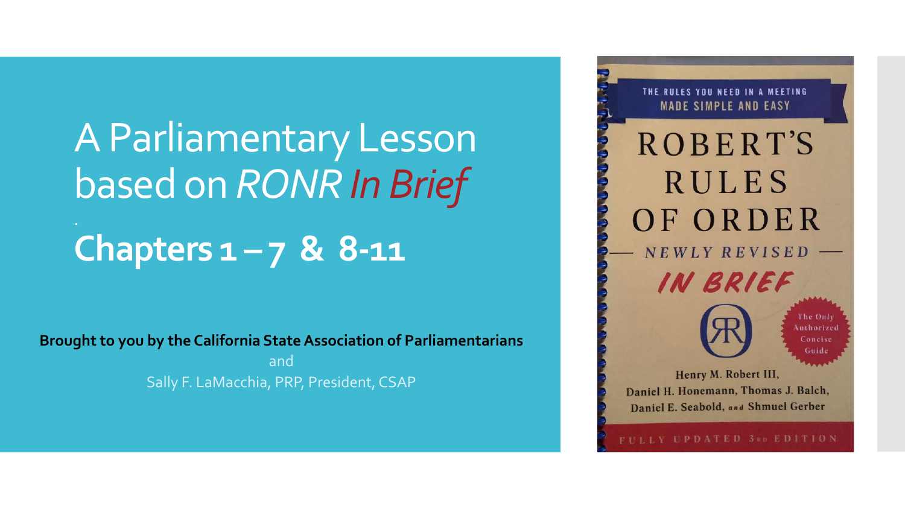# A Parliamentary Lesson based on *RONR In Brief*

## Chapters 1 – 7 & 8-11

**Brought to you by the California State Association of Parliamentarians**

and

Sally F. LaMacchia, PRP, President, CSAP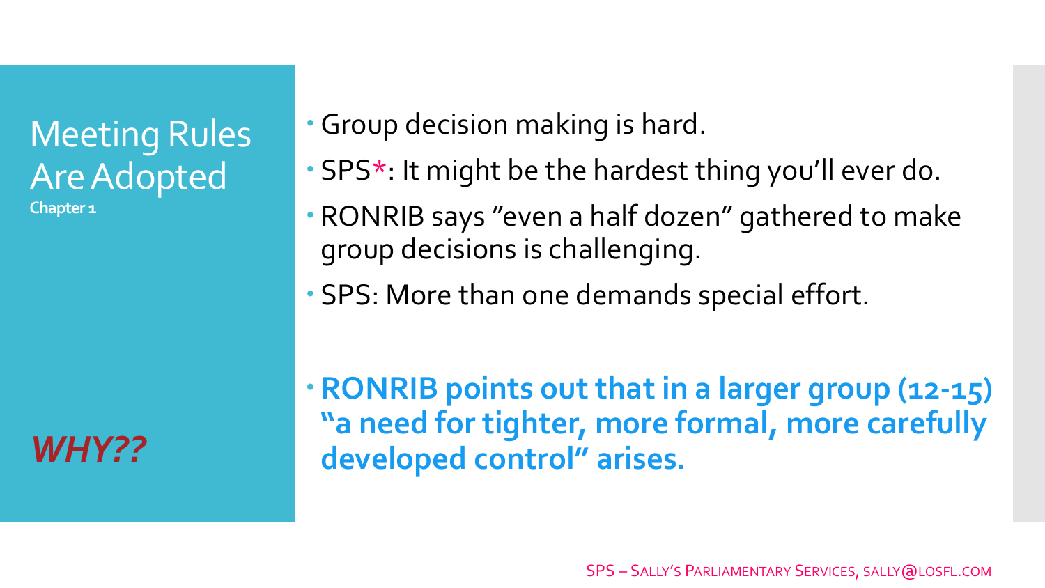# Meeting Rules Are Adopted

**Chapter 1**

***WHY??***

- Group decision making is hard.
- SPS*: It might be the hardest thing you'll ever do.
- RONRIB says "even a half dozen" gathered to make group decisions is challenging.
- SPS: More than one demands special effort.
- **RONRIB points out that in a larger group (12-15) "a need for tighter, more formal, more carefully developed control" arises.**

SPS – Sally's Parliamentary Services, sally@losfl.com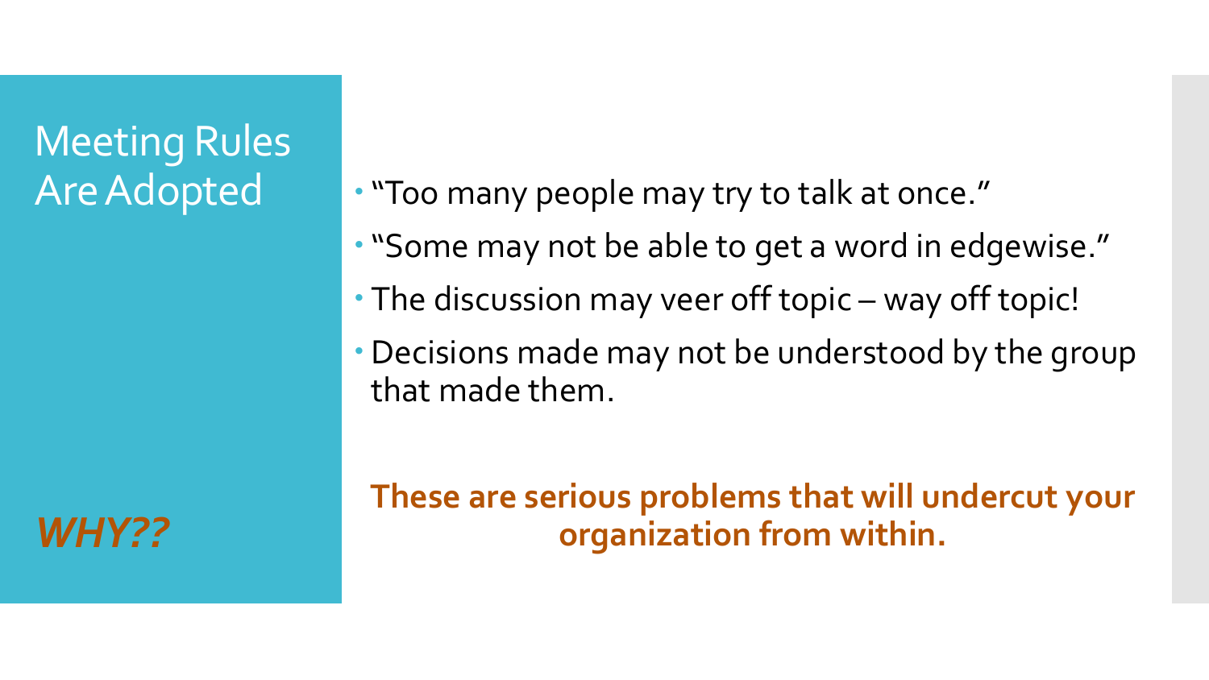# Meeting Rules Are Adopted

***WHY??***

- "Too many people may try to talk at once."
- "Some may not be able to get a word in edgewise."
- The discussion may veer off topic – way off topic!
- Decisions made may not be understood by the group that made them.

**These are serious problems that will undercut your organization from within.**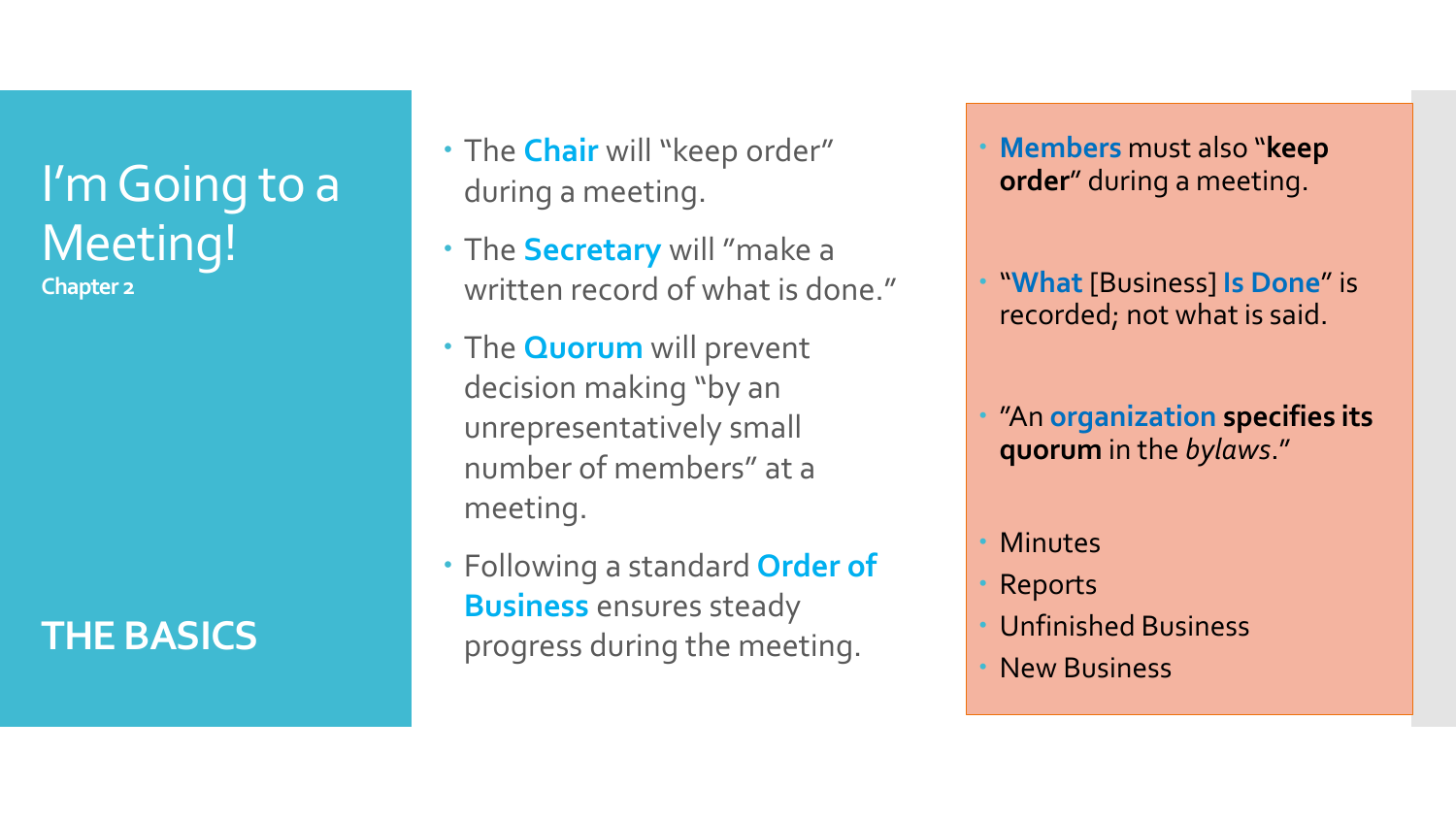# I'm Going to a Meeting!

**Chapter 2**

## THE BASICS

- The **Chair** will "keep order" during a meeting.
- The **Secretary** will "make a written record of what is done."
- The **Quorum** will prevent decision making "by an unrepresentatively small number of members" at a meeting.
- Following a standard **Order of Business** ensures steady progress during the meeting.

- **Members** must also "**keep order**" during a meeting.
- "**What** [Business] **Is Done**" is recorded; not what is said.
- "An **organization specifies its quorum** in the *bylaws*."
- Minutes
- Reports
- Unfinished Business
- New Business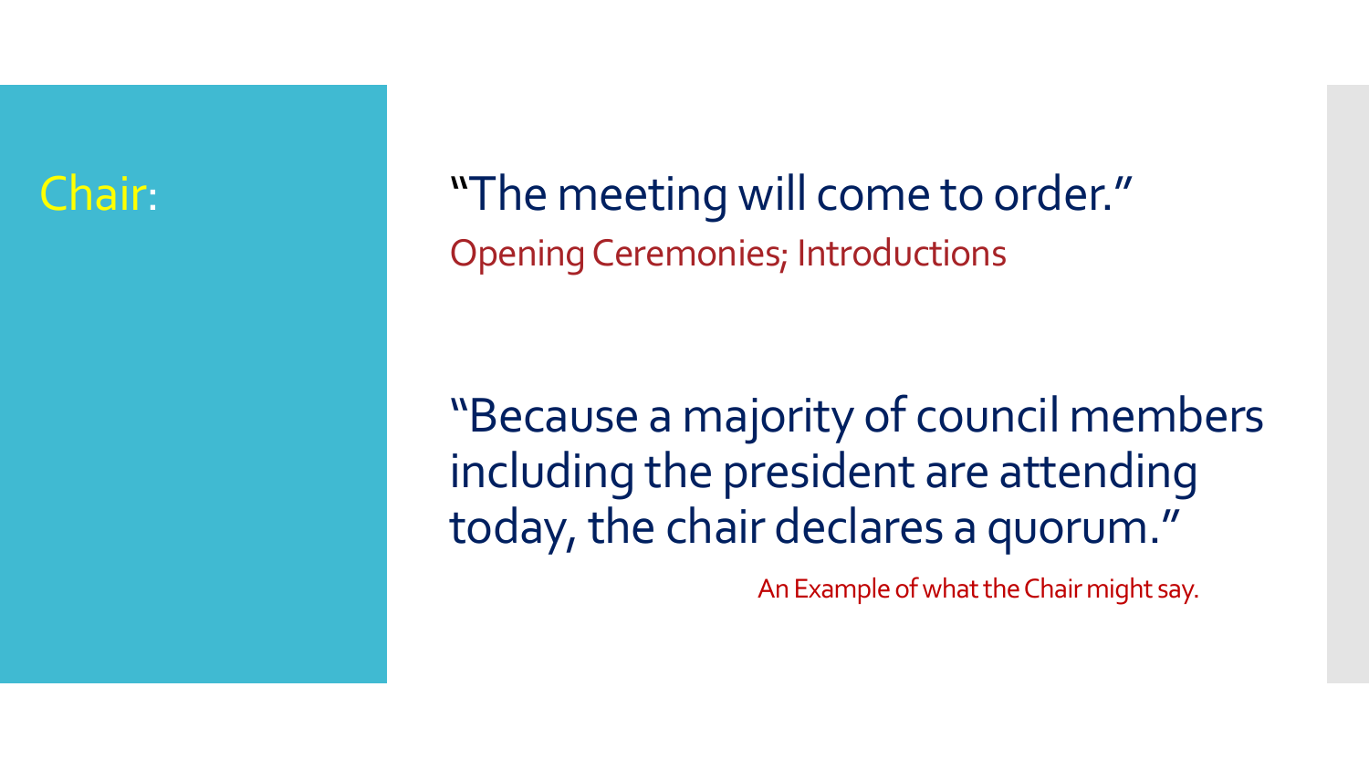**Chair:**

"The meeting will come to order."

Opening Ceremonies; Introductions

"Because a majority of council members including the president are attending today, the chair declares a quorum."

An Example of what the Chair might say.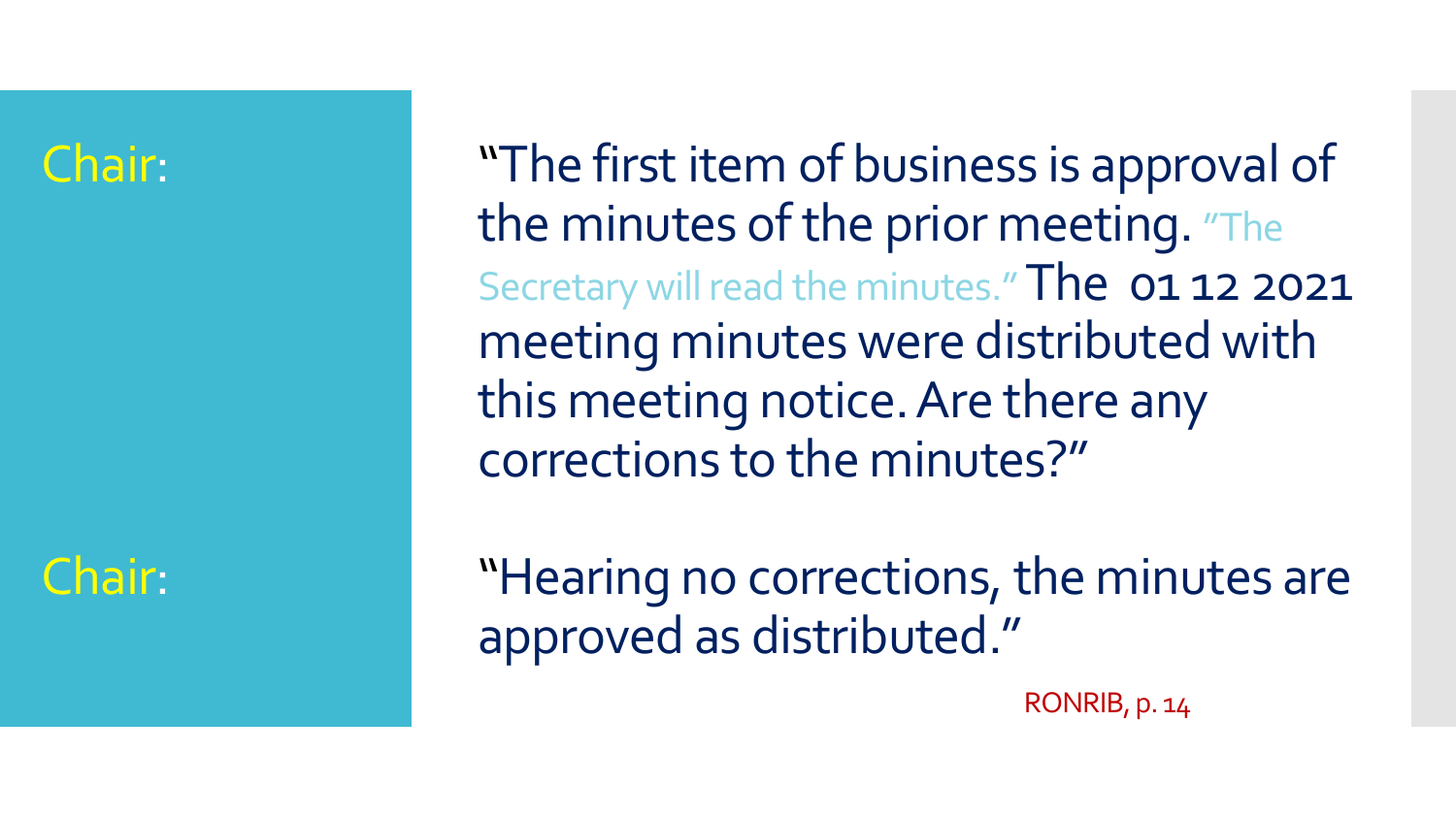**Chair:** "The first item of business is approval of the minutes of the prior meeting. "The Secretary will read the minutes." The 01 12 2021 meeting minutes were distributed with this meeting notice. Are there any corrections to the minutes?"

**Chair:** "Hearing no corrections, the minutes are approved as distributed."

RONRIB, p. 14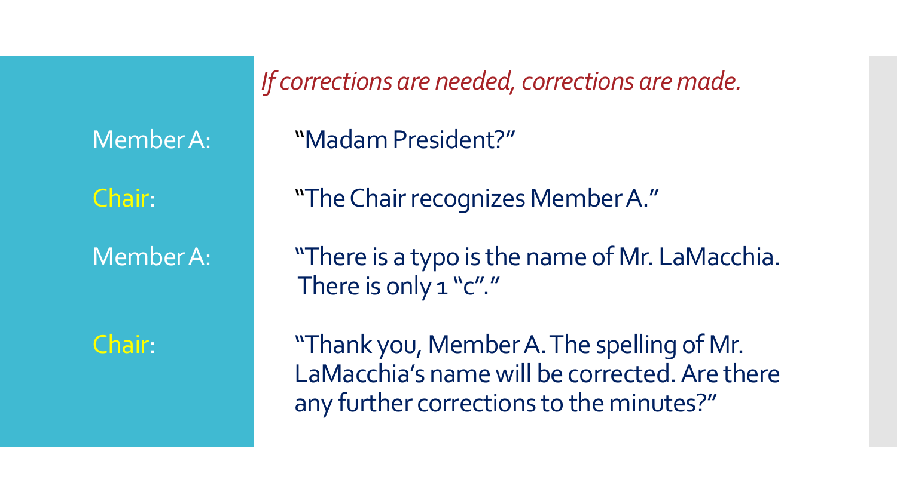*If corrections are needed, corrections are made.*

**Member A:** "Madam President?"

**Chair:** "The Chair recognizes Member A."

**Member A:** "There is a typo is the name of Mr. LaMacchia. There is only 1 "c"."

**Chair:** "Thank you, Member A. The spelling of Mr. LaMacchia's name will be corrected. Are there any further corrections to the minutes?"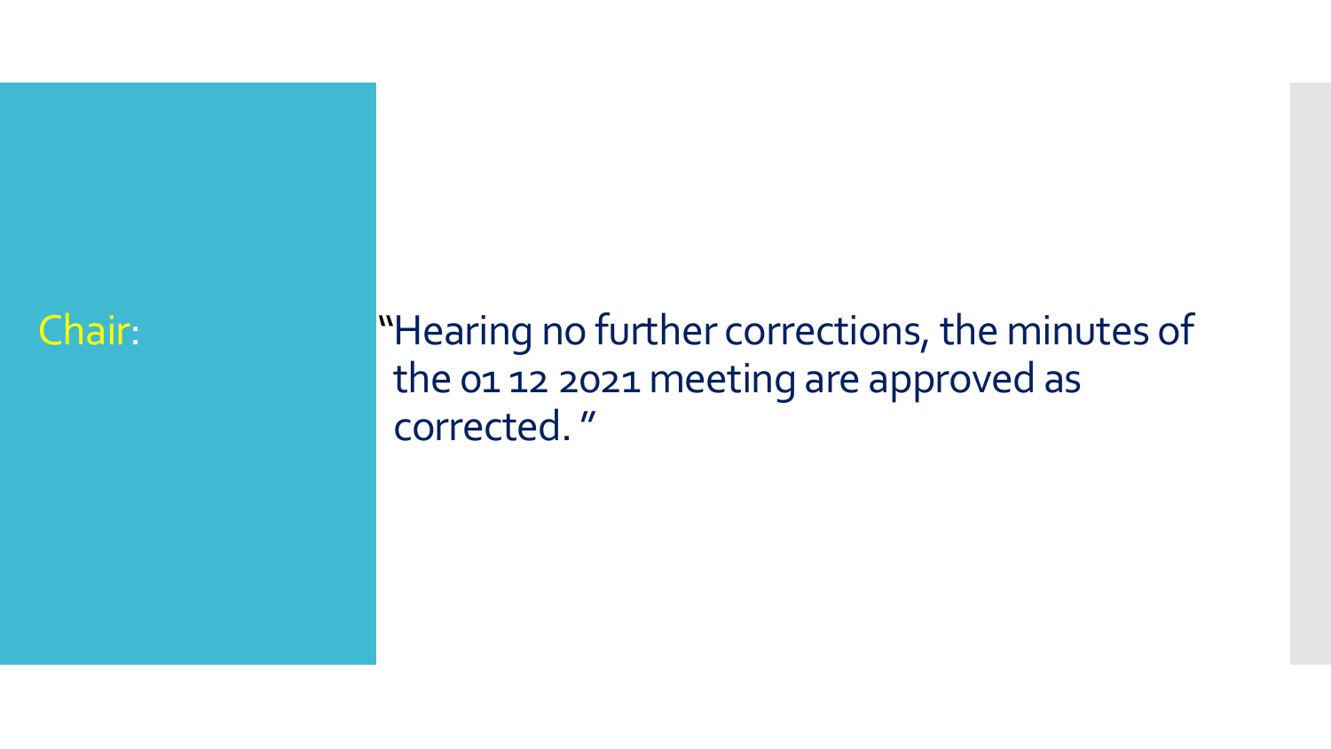Chair:

"Hearing no further corrections, the minutes of the 01 12 2021 meeting are approved as corrected. "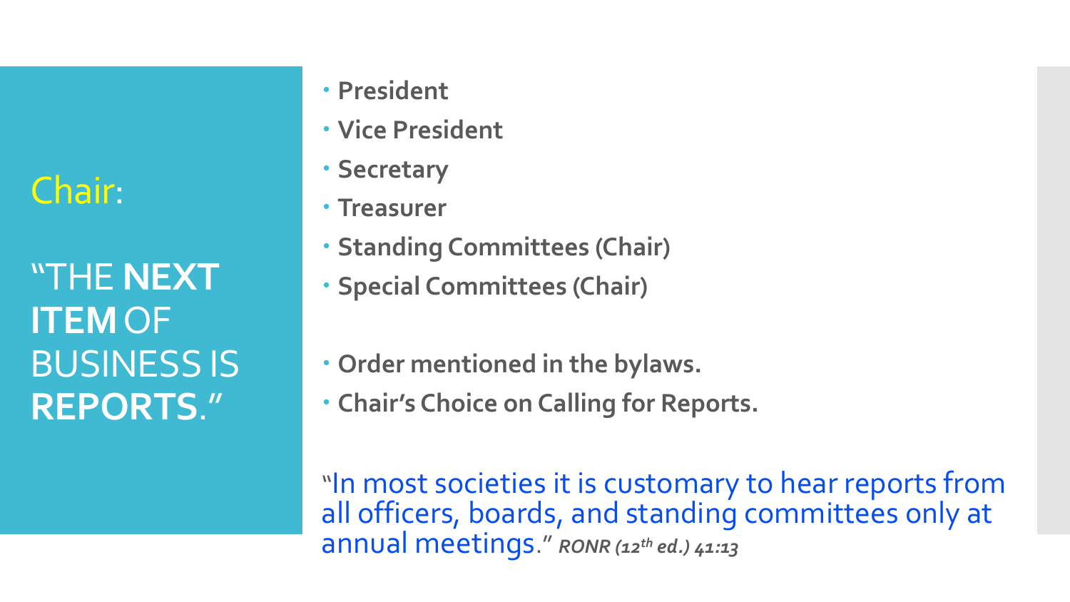## Chair:

"THE **NEXT ITEM** OF BUSINESS IS **REPORTS**."

- **President**
- **Vice President**
- **Secretary**
- **Treasurer**
- **Standing Committees (Chair)**
- **Special Committees (Chair)**

- **Order mentioned in the bylaws.**
- **Chair's Choice on Calling for Reports.**

"In most societies it is customary to hear reports from all officers, boards, and standing committees only at annual meetings." ***RONR (12th ed.) 41:13***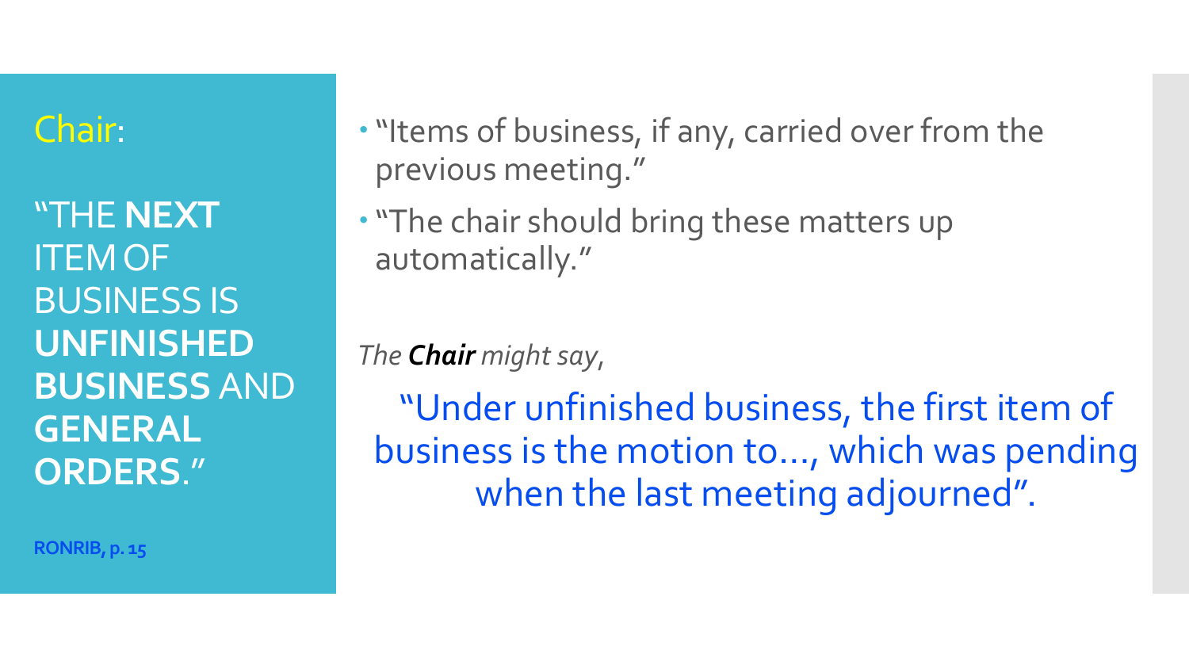## Chair:

"THE **NEXT** ITEM OF BUSINESS IS **UNFINISHED BUSINESS** AND **GENERAL ORDERS**."

**RONRIB, p. 15**

- "Items of business, if any, carried over from the previous meeting."
- "The chair should bring these matters up automatically."

*The **Chair** might say*,

"Under unfinished business, the first item of business is the motion to…, which was pending when the last meeting adjourned".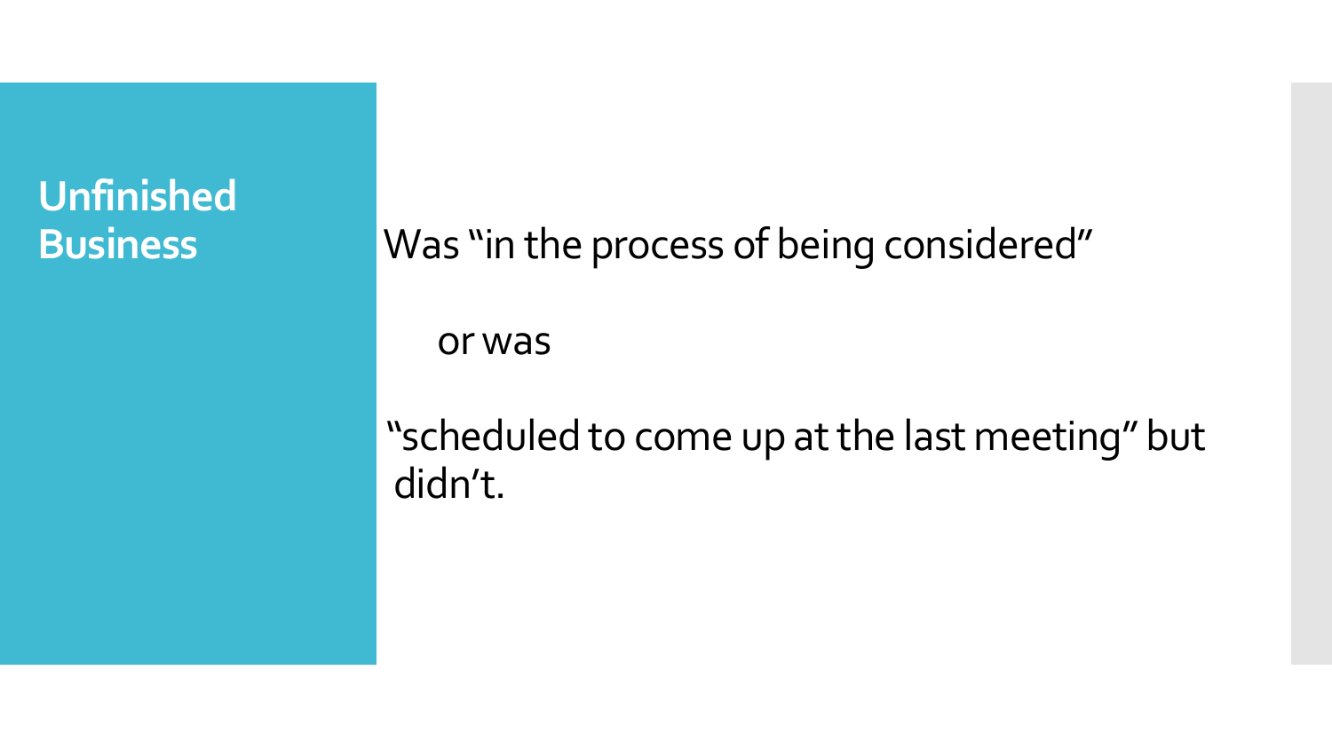## Unfinished Business

Was “in the process of being considered”

or was

“scheduled to come up at the last meeting” but didn’t.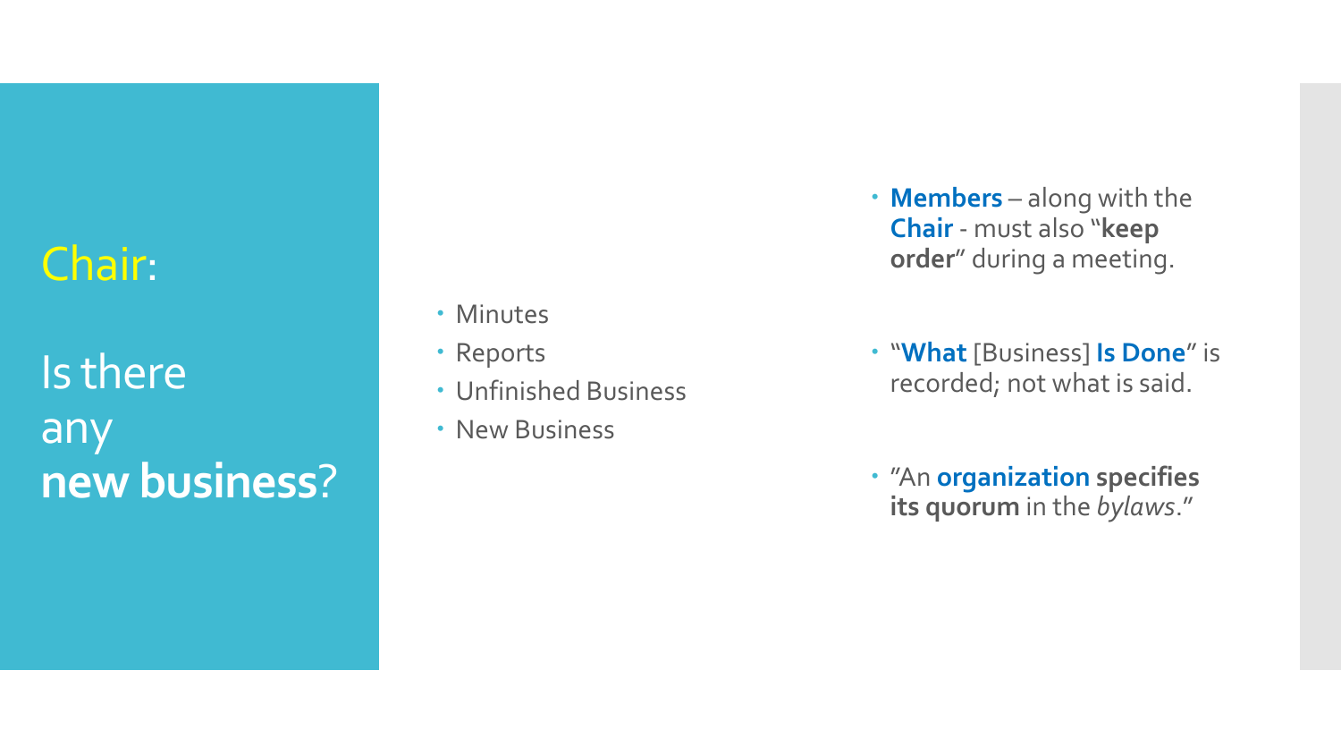# Chair:

# Is there any **new business**?

- Minutes
- Reports
- Unfinished Business
- New Business

- **Members** – along with the **Chair** - must also "**keep order**" during a meeting.
- "**What** [Business] **Is Done**" is recorded; not what is said.
- "An **organization specifies its quorum** in the *bylaws*."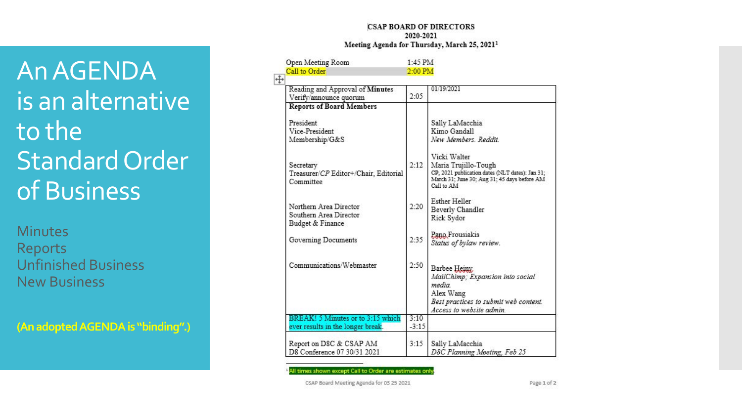# An AGENDA is an alternative to the Standard Order of Business

Minutes
Reports
Unfinished Business
New Business

**(An adopted AGENDA is "binding".)**

**CSAP BOARD OF DIRECTORS**
**2020-2021**
**Meeting Agenda for Thursday, March 25, 2021**[1]

Open Meeting Room 1:45 PM
Call to Order 2:00 PM

| | | |
|---|---|---|
| Reading and Approval of **Minutes**<br>Verify/announce quorum | 2:05 | 01/19/2021 |
| **Reports of Board Members** | | |
| President<br>Vice-President<br>Membership/G&S | | Sally LaMacchia<br>Kimo Gandall<br>*New Members. Reddit.* |
| Secretary<br>Treasurer/*CP* Editor+/Chair, Editorial Committee | 2:12 | Vicki Walter<br>Maria Trujillo-Tough<br>CP, 2021 publication dates (NLT dates): Jan 31; March 31; June 30; Aug 31; 45 days before AM Call to AM |
| Northern Area Director<br>Southern Area Director<br>Budget & Finance | 2:20 | Esther Heller<br>Beverly Chandler<br>Rick Sydor |
| Governing Documents | 2:35 | Pano Frousiakis<br>*Status of bylaw review.* |
| Communications/Webmaster | 2:50 | Barbee Heiny<br>*MailChimp; Expansion into social media.*<br>Alex Wang<br>*Best practices to submit web content. Access to website admin.* |
| BREAK! 5 Minutes or to 3:15 which ever results in the longer break. | 3:10<br>-3:15 | |
| Report on D8C & CSAP AM<br>D8 Conference 07 30/31 2021 | 3:15 | Sally LaMacchia<br>*D8C Planning Meeting, Feb 25* |

[1] All times shown except Call to Order are estimates only.

CSAP Board Meeting Agenda for 03 25 2021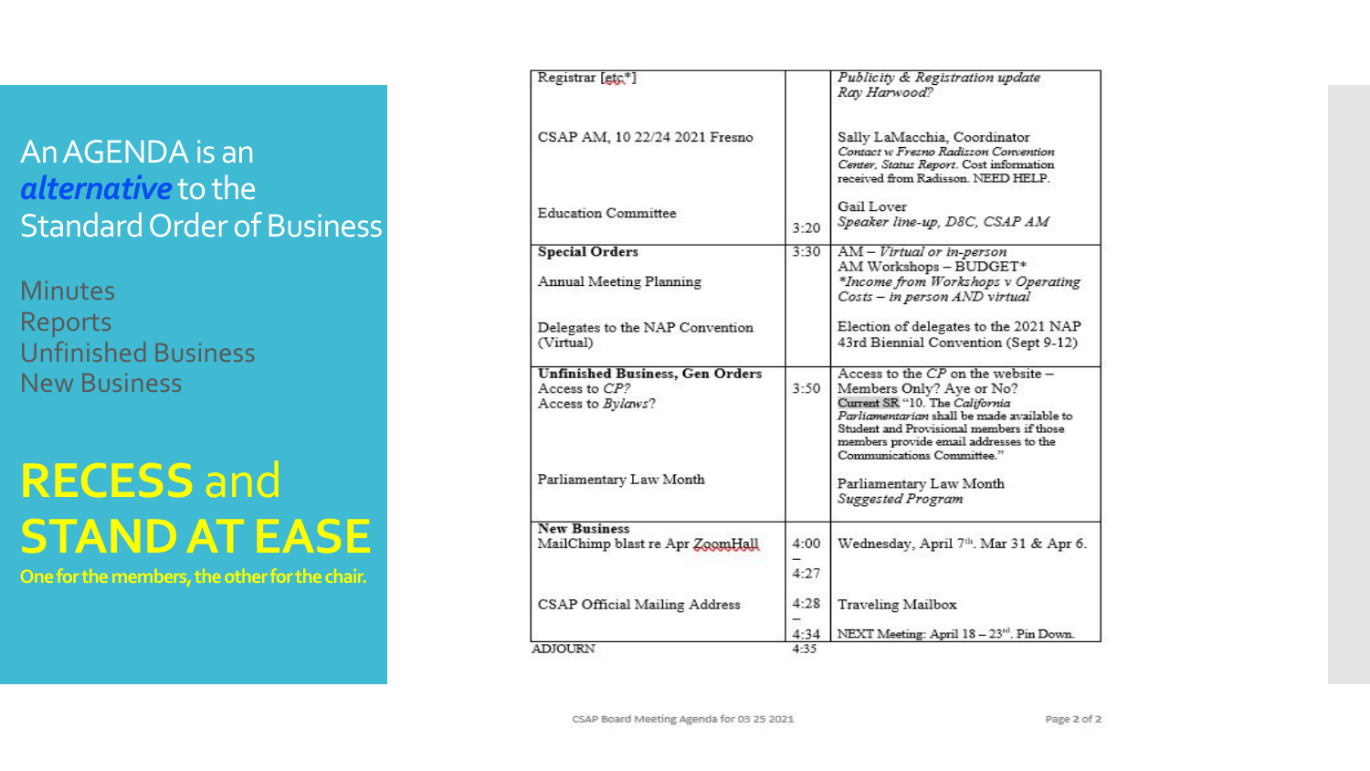# An AGENDA is an *alternative* to the Standard Order of Business

Minutes
Reports
Unfinished Business
New Business

## RECESS and STAND AT EASE

**One for the members, the other for the chair.**

| | | |
|---|---|---|
| Registrar [etc*] | | *Publicity & Registration update* *Ray Harwood?* |
| CSAP AM, 10 22/24 2021 Fresno | | Sally LaMacchia, Coordinator *Contact w Fresno Radisson Convention Center, Status Report.* Cost information received from Radisson. NEED HELP. |
| Education Committee | 3:20 | Gail Lover *Speaker line-up, D8C, CSAP AM* |
| **Special Orders** Annual Meeting Planning | 3:30 | AM – *Virtual or in-person* AM Workshops – BUDGET* *\*Income from Workshops v Operating Costs – in person AND virtual* |
| Delegates to the NAP Convention (Virtual) | | Election of delegates to the 2021 NAP 43rd Biennial Convention (Sept 9-12) |
| **Unfinished Business, Gen Orders** Access to *CP?* Access to *Bylaws?* | 3:50 | Access to the *CP* on the website – Members Only? Aye or No? Current SR "10. The *California Parliamentarian* shall be made available to Student and Provisional members if those members provide email addresses to the Communications Committee." |
| Parliamentary Law Month | | Parliamentary Law Month *Suggested Program* |
| **New Business** MailChimp blast re Apr ZoomHall | 4:00 – 4:27 | Wednesday, April 7th. Mar 31 & Apr 6. |
| CSAP Official Mailing Address | 4:28 – 4:34 | Traveling Mailbox NEXT Meeting: April 18 – 23rd. Pin Down. |
| ADJOURN | 4:35 | |

CSAP Board Meeting Agenda for 03 25 2021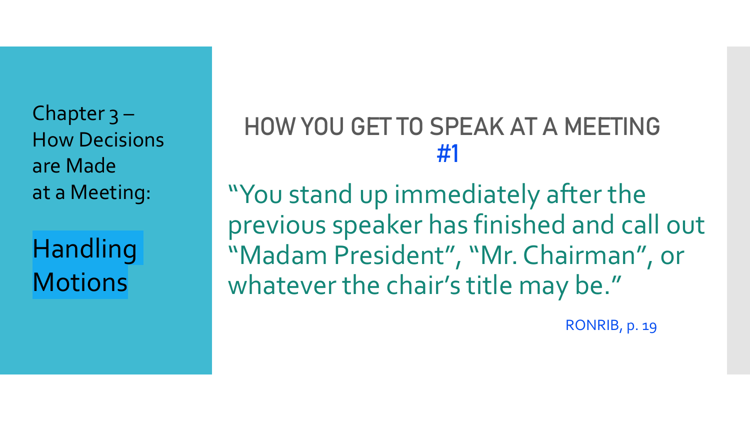Chapter 3 – How Decisions are Made at a Meeting:

**Handling Motions**

## HOW YOU GET TO SPEAK AT A MEETING #1

"You stand up immediately after the previous speaker has finished and call out "Madam President", "Mr. Chairman", or whatever the chair's title may be."

RONRIB, p. 19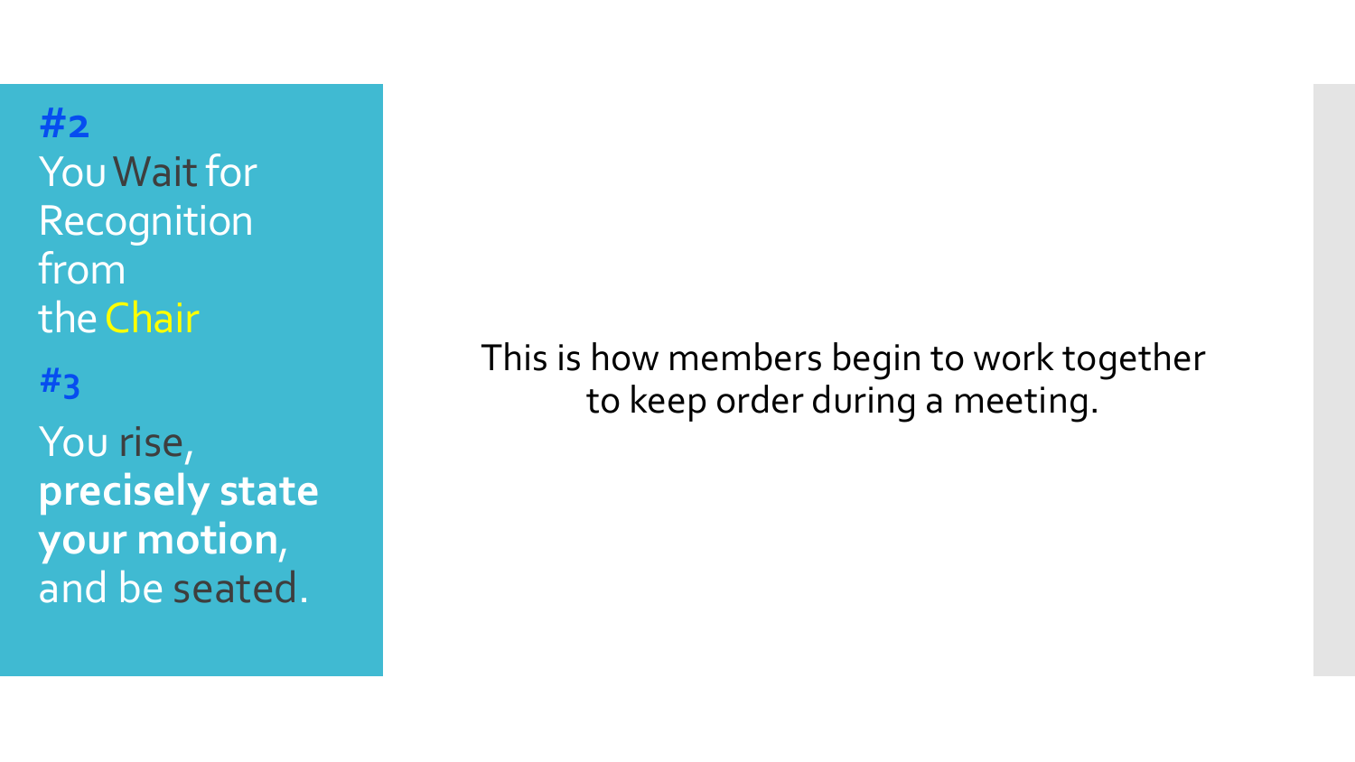**#2**

You Wait for Recognition from the Chair

**#3**

You rise, **precisely state your motion**, and be seated.

This is how members begin to work together to keep order during a meeting.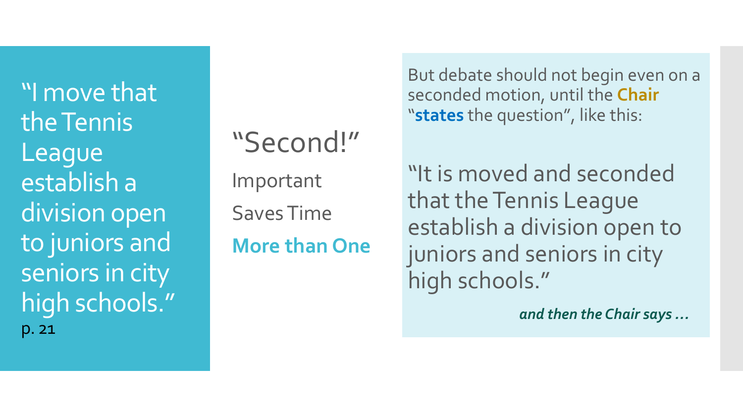"I move that the Tennis League establish a division open to juniors and seniors in city high schools."
p. 21

"Second!"

Important

Saves Time

**More than One**

But debate should not begin even on a seconded motion, until the **Chair** "**states** the question", like this:

"It is moved and seconded that the Tennis League establish a division open to juniors and seniors in city high schools."

***and then the Chair says …***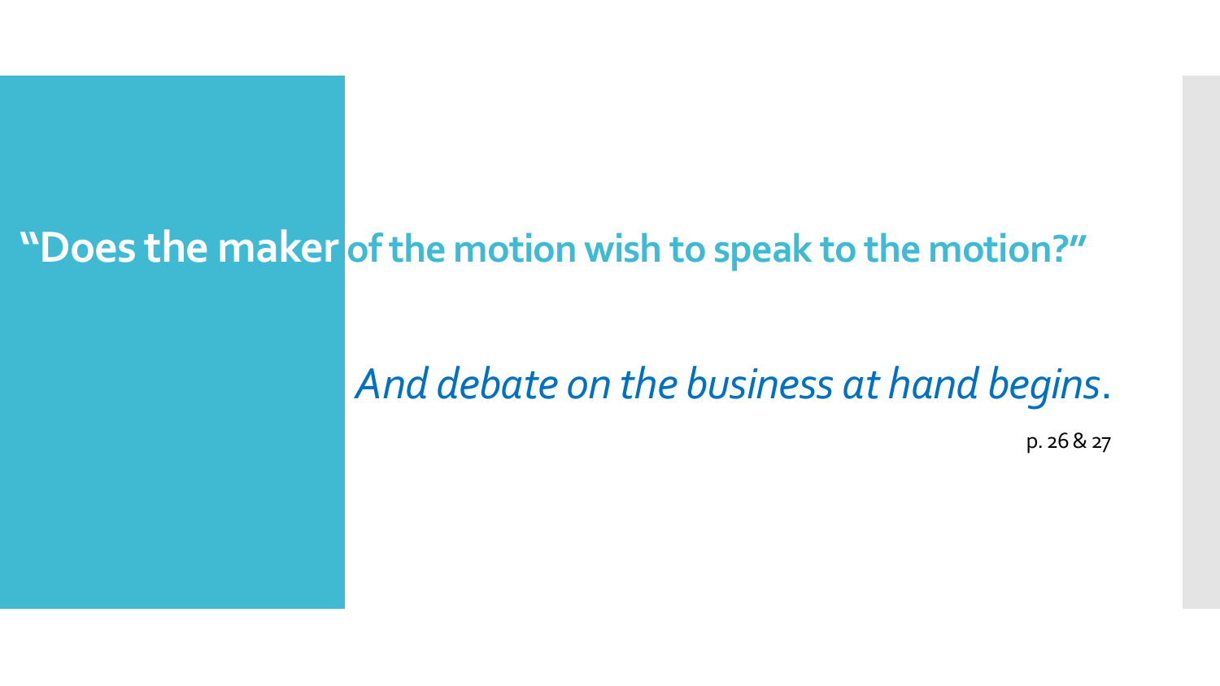# "Does the maker of the motion wish to speak to the motion?"

*And debate on the business at hand begins*.

p. 26 & 27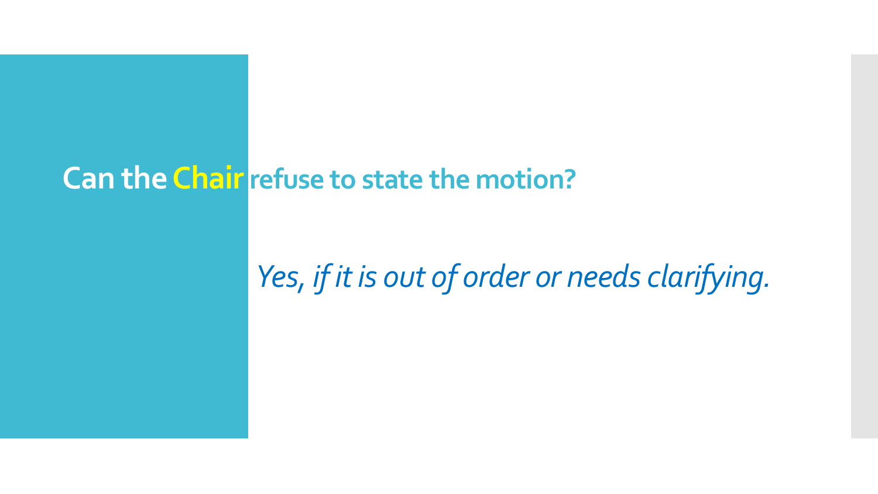# Can the Chair refuse to state the motion?

*Yes, if it is out of order or needs clarifying.*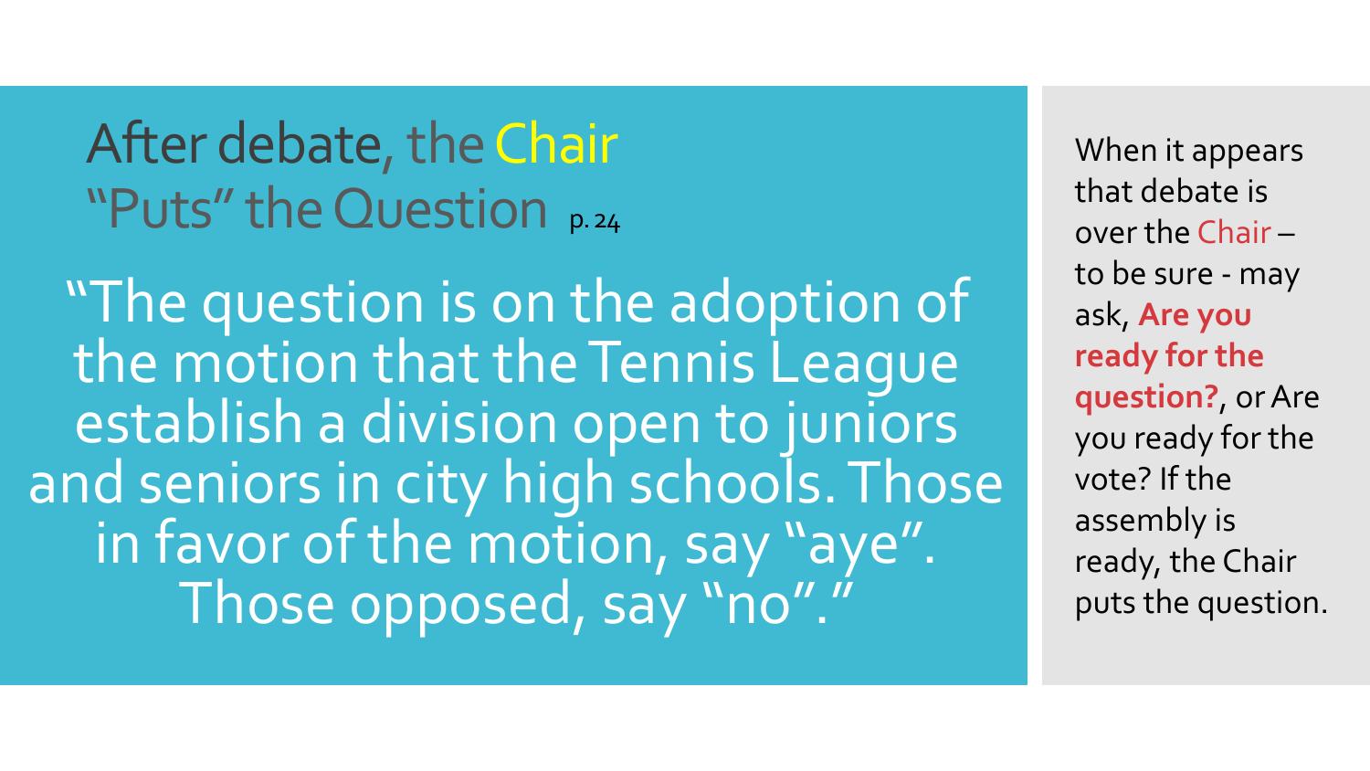# After debate, the Chair "Puts" the Question p. 24

"The question is on the adoption of the motion that the Tennis League establish a division open to juniors and seniors in city high schools. Those in favor of the motion, say "aye". Those opposed, say "no"."

When it appears that debate is over the Chair – to be sure - may ask, **Are you ready for the question?**, or Are you ready for the vote? If the assembly is ready, the Chair puts the question.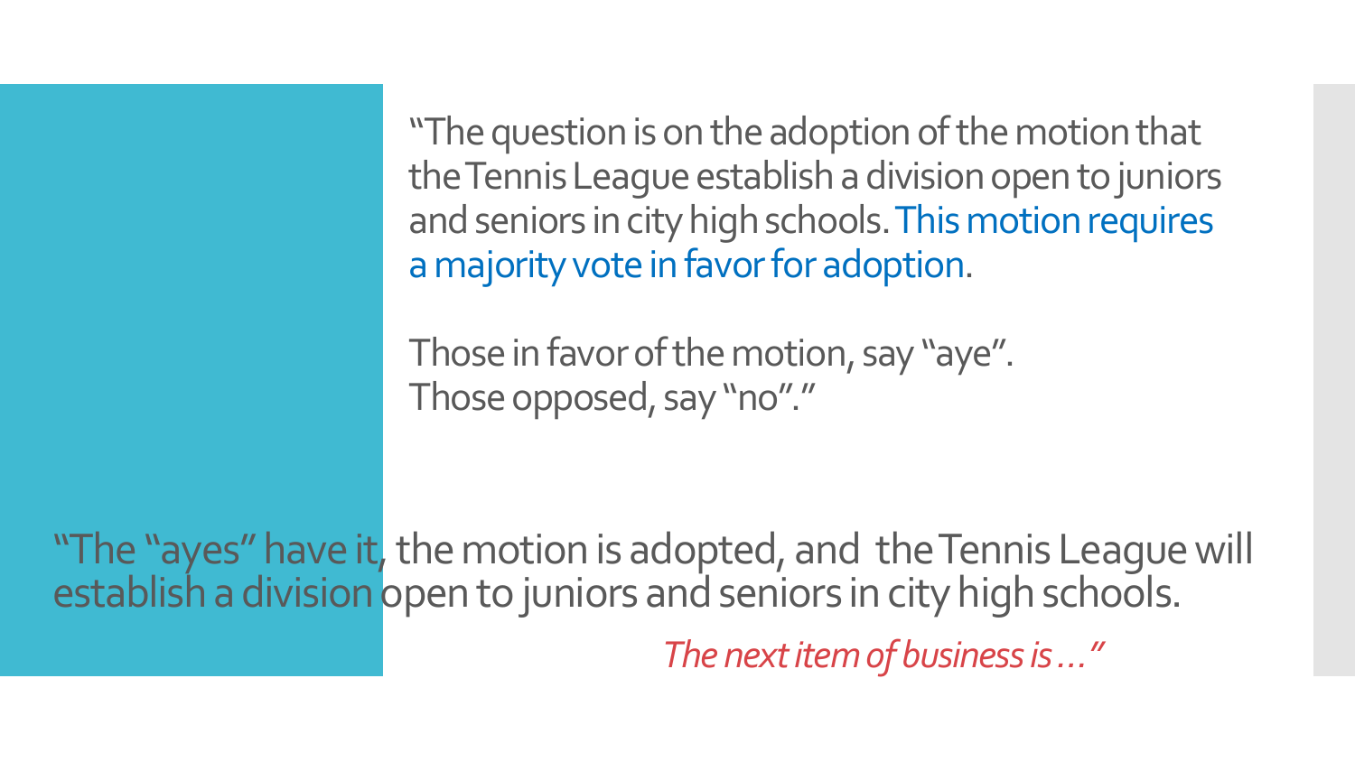"The question is on the adoption of the motion that the Tennis League establish a division open to juniors and seniors in city high schools. This motion requires a majority vote in favor for adoption.

Those in favor of the motion, say "aye".
Those opposed, say "no"."

"The "ayes" have it, the motion is adopted, and the Tennis League will establish a division open to juniors and seniors in city high schools.

*The next item of business is…"*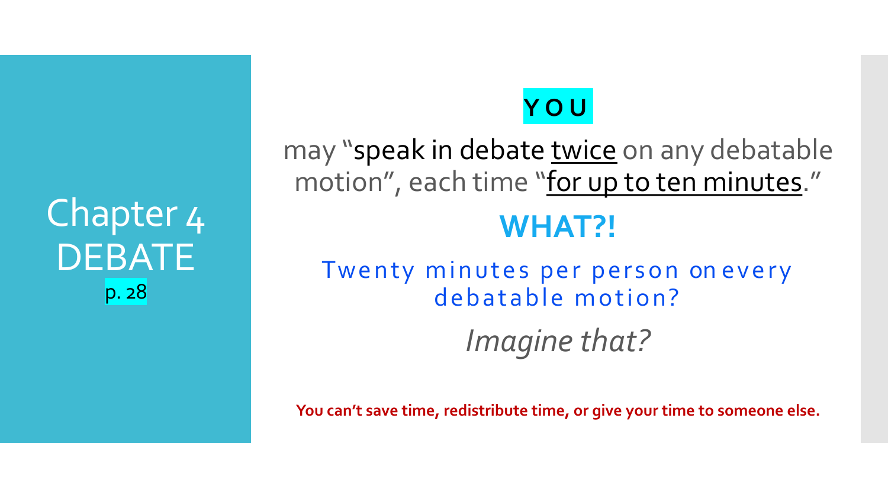# Chapter 4 DEBATE

p. 28

**YOU**

may "speak in debate twice on any debatable motion", each time "for up to ten minutes."

## WHAT?!

Twenty minutes per person on every debatable motion?

*Imagine that?*

**You can't save time, redistribute time, or give your time to someone else.**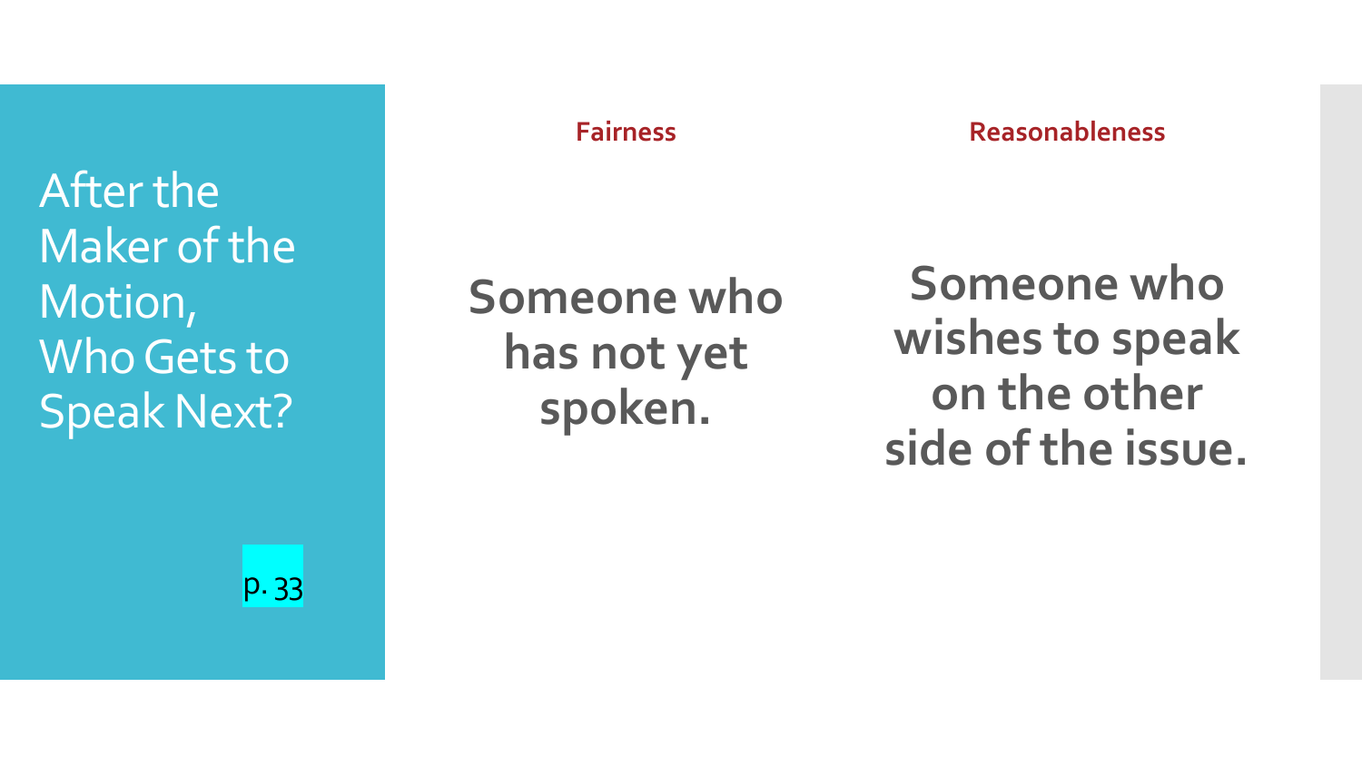# After the Maker of the Motion, Who Gets to Speak Next?

p. 33

| Fairness | Reasonableness |
| --- | --- |
| **Someone who has not yet spoken.** | **Someone who wishes to speak on the other side of the issue.** |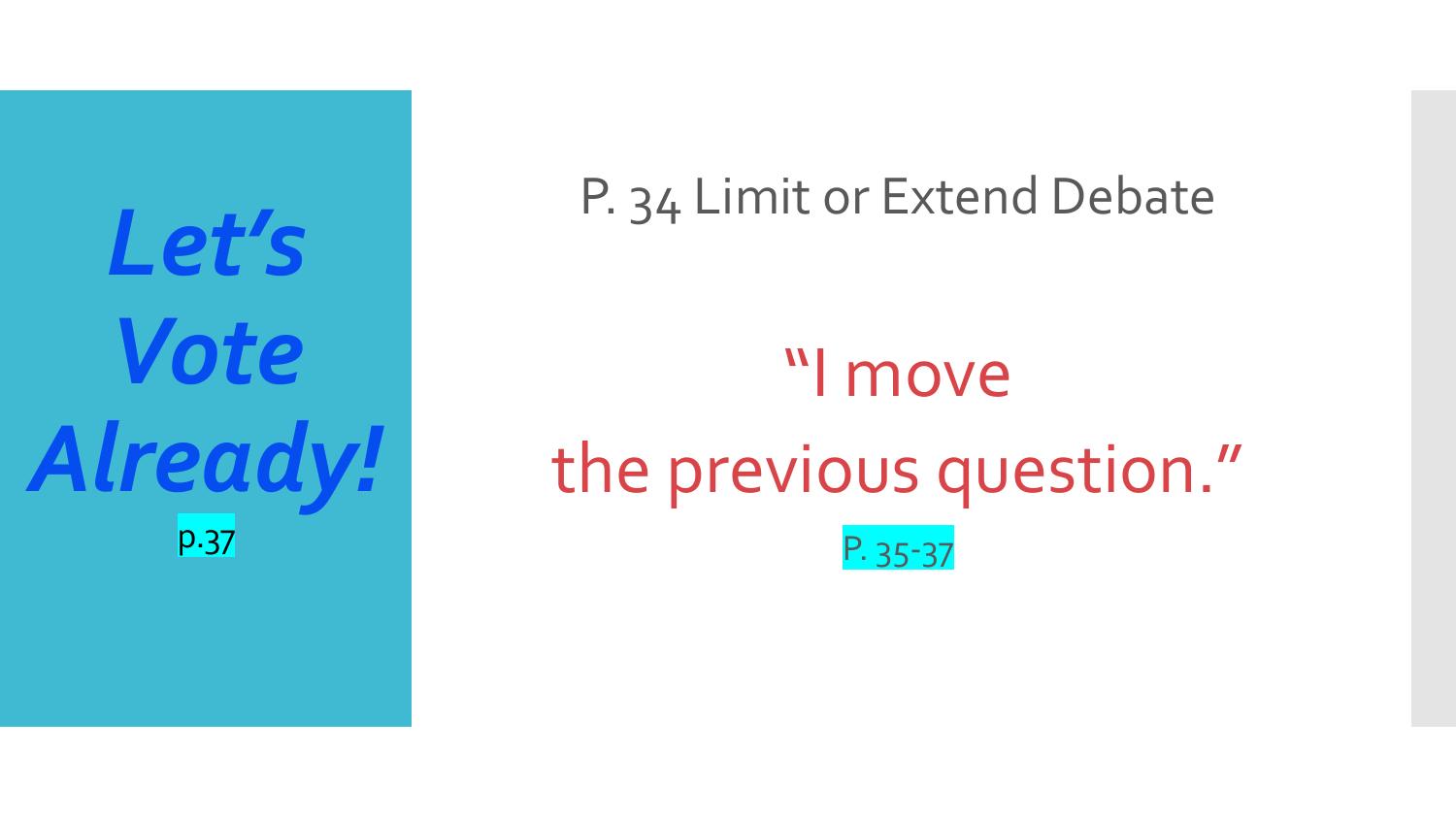# ***Let's Vote Already!***

p.37

## P. 34 Limit or Extend Debate

"I move
the previous question."

P. 35-37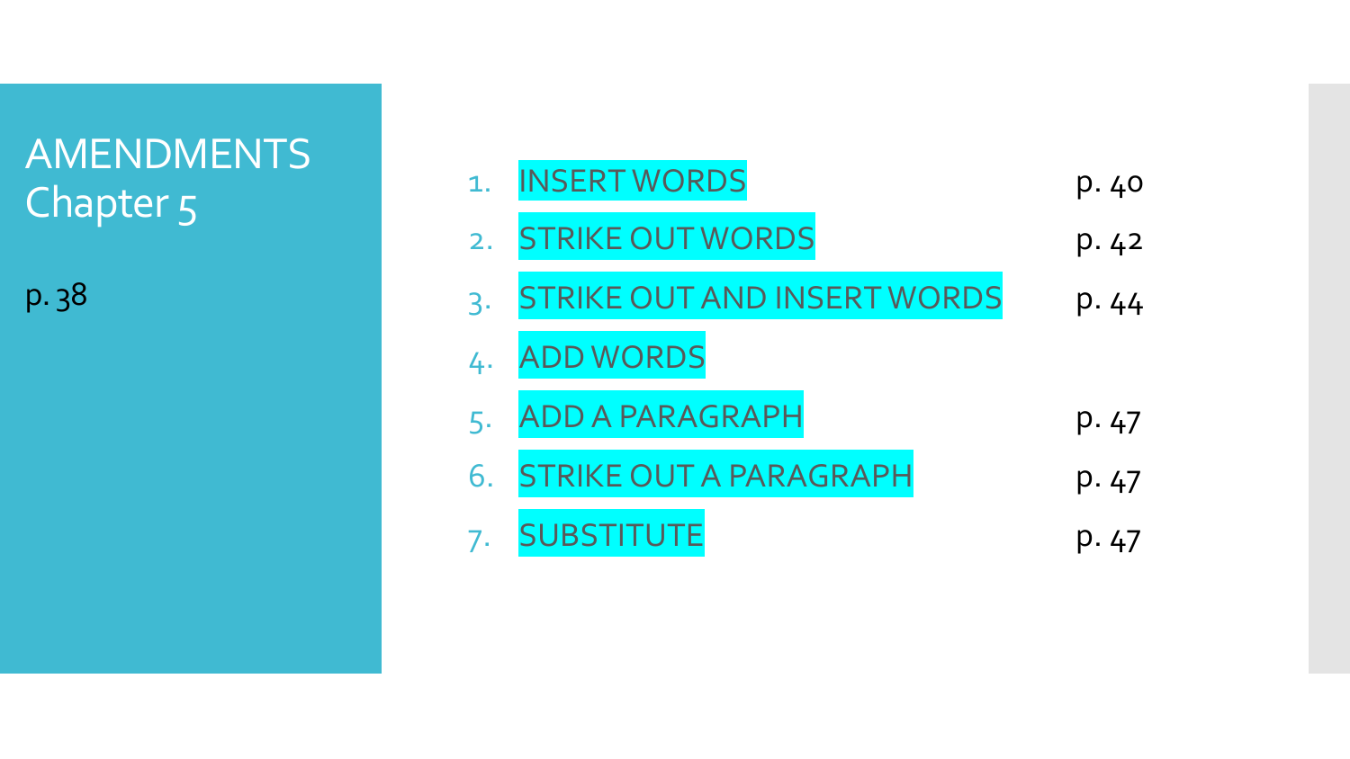# AMENDMENTS
## Chapter 5

p. 38

| | | |
|---|---|---|
| 1. | INSERT WORDS | p. 40 |
| 2. | STRIKE OUT WORDS | p. 42 |
| 3. | STRIKE OUT AND INSERT WORDS | p. 44 |
| 4. | ADD WORDS | |
| 5. | ADD A PARAGRAPH | p. 47 |
| 6. | STRIKE OUT A PARAGRAPH | p. 47 |
| 7. | SUBSTITUTE | p. 47 |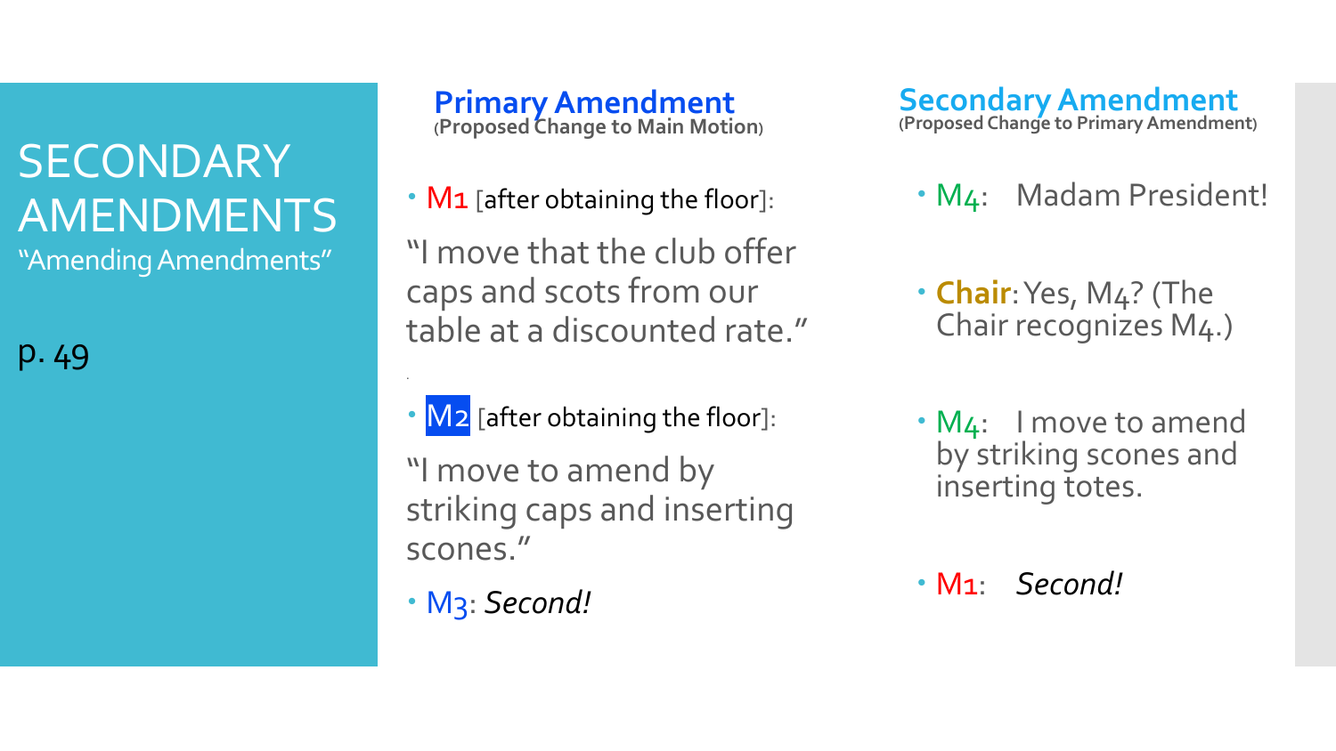# SECONDARY AMENDMENTS

"Amending Amendments"

p. 49

## Primary Amendment

(**Proposed Change to Main Motion**)

- M1 [after obtaining the floor]:

"I move that the club offer caps and scots from our table at a discounted rate."

- M2 [after obtaining the floor]:

"I move to amend by striking caps and inserting scones."

- M3: *Second!*

## Secondary Amendment

(**Proposed Change to Primary Amendment**)

- M4: Madam President!
- **Chair**: Yes, M4? (The Chair recognizes M4.)
- M4: I move to amend by striking scones and inserting totes.
- M1: *Second!*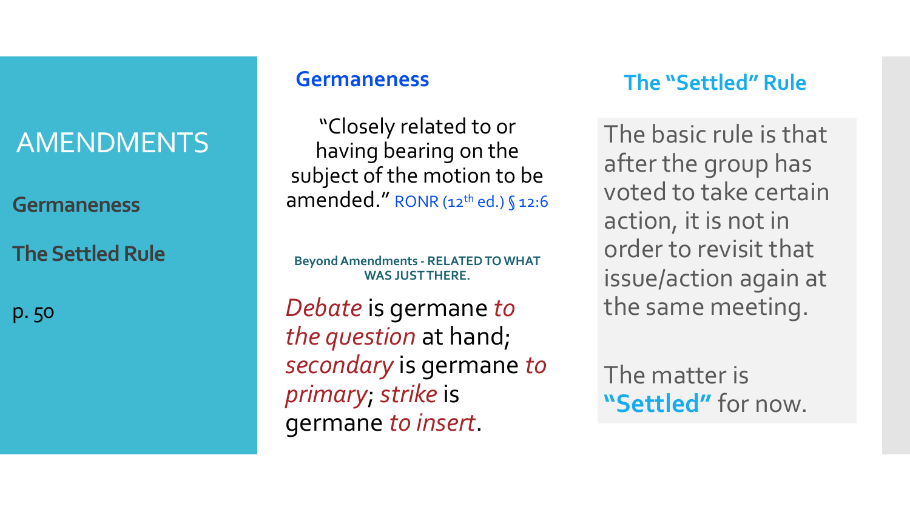# AMENDMENTS

**Germaneness**

**The Settled Rule**

p. 50

## Germaneness

"Closely related to or having bearing on the subject of the motion to be amended." RONR (12th ed.) § 12:6

**Beyond Amendments - RELATED TO WHAT WAS JUST THERE.**

*Debate* is germane *to the question* at hand; *secondary* is germane *to primary*; *strike* is germane *to insert*.

## The "Settled" Rule

The basic rule is that after the group has voted to take certain action, it is not in order to revisit that issue/action again at the same meeting.

The matter is **"Settled"** for now.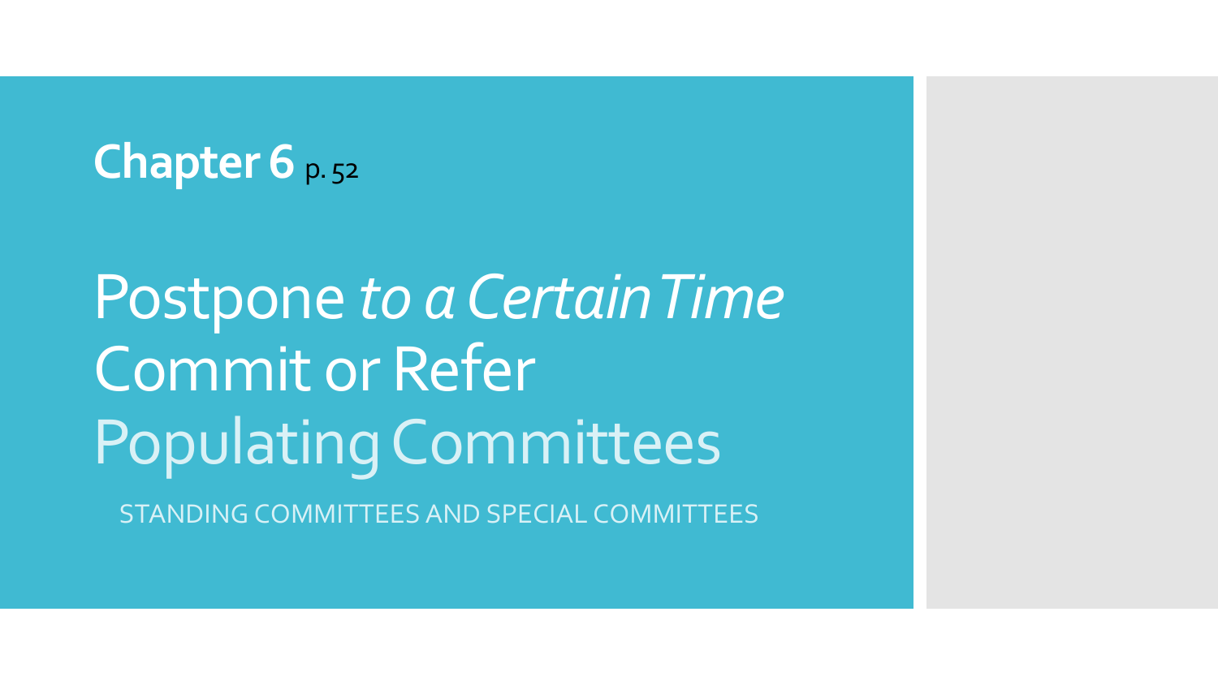**Chapter 6** p. 52

# Postpone *to a Certain Time*
# Commit or Refer
# Populating Committees

STANDING COMMITTEES AND SPECIAL COMMITTEES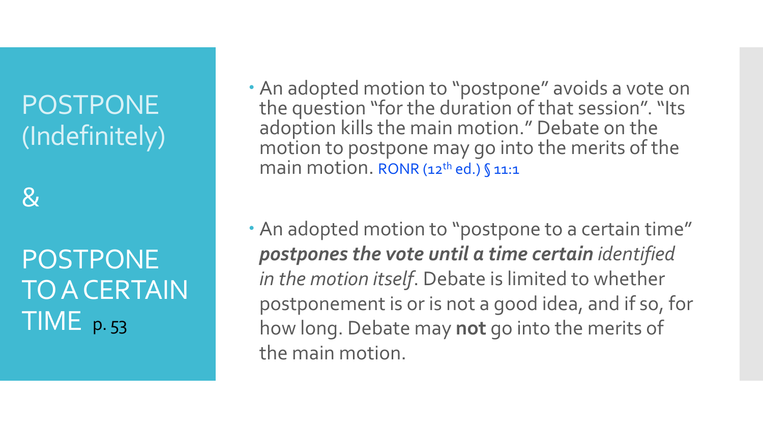# POSTPONE (Indefinitely)

# &

# POSTPONE TO A CERTAIN TIME p. 53

- An adopted motion to "postpone" avoids a vote on the question "for the duration of that session". "Its adoption kills the main motion." Debate on the motion to postpone may go into the merits of the main motion. RONR (12th ed.) § 11:1

- An adopted motion to "postpone to a certain time" ***postpones the vote until a time certain*** *identified in the motion itself*. Debate is limited to whether postponement is or is not a good idea, and if so, for how long. Debate may **not** go into the merits of the main motion.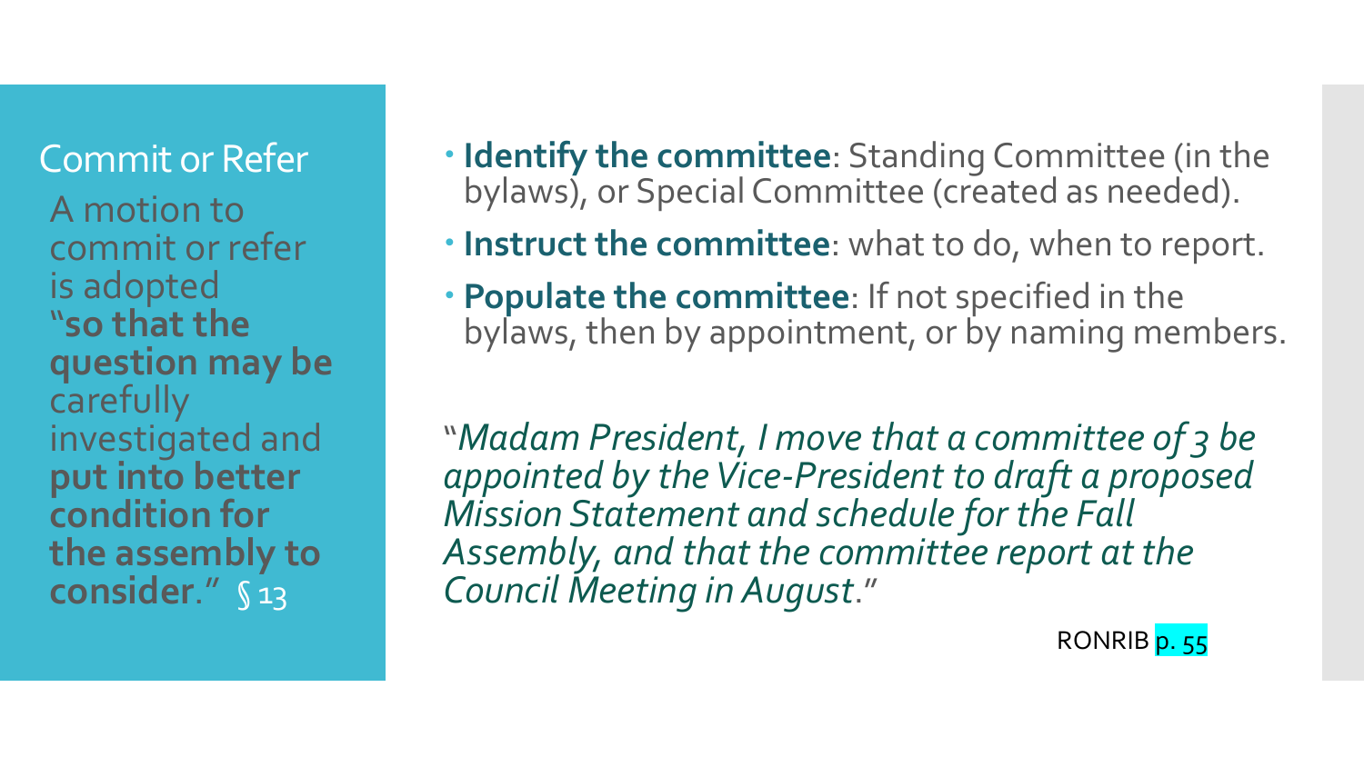## Commit or Refer

A motion to commit or refer is adopted "**so that the question may be** carefully investigated and **put into better condition for the assembly to consider**." § 13

- **Identify the committee**: Standing Committee (in the bylaws), or Special Committee (created as needed).
- **Instruct the committee**: what to do, when to report.
- **Populate the committee**: If not specified in the bylaws, then by appointment, or by naming members.

"*Madam President, I move that a committee of 3 be appointed by the Vice-President to draft a proposed Mission Statement and schedule for the Fall Assembly, and that the committee report at the Council Meeting in August*."

RONRIB p. 55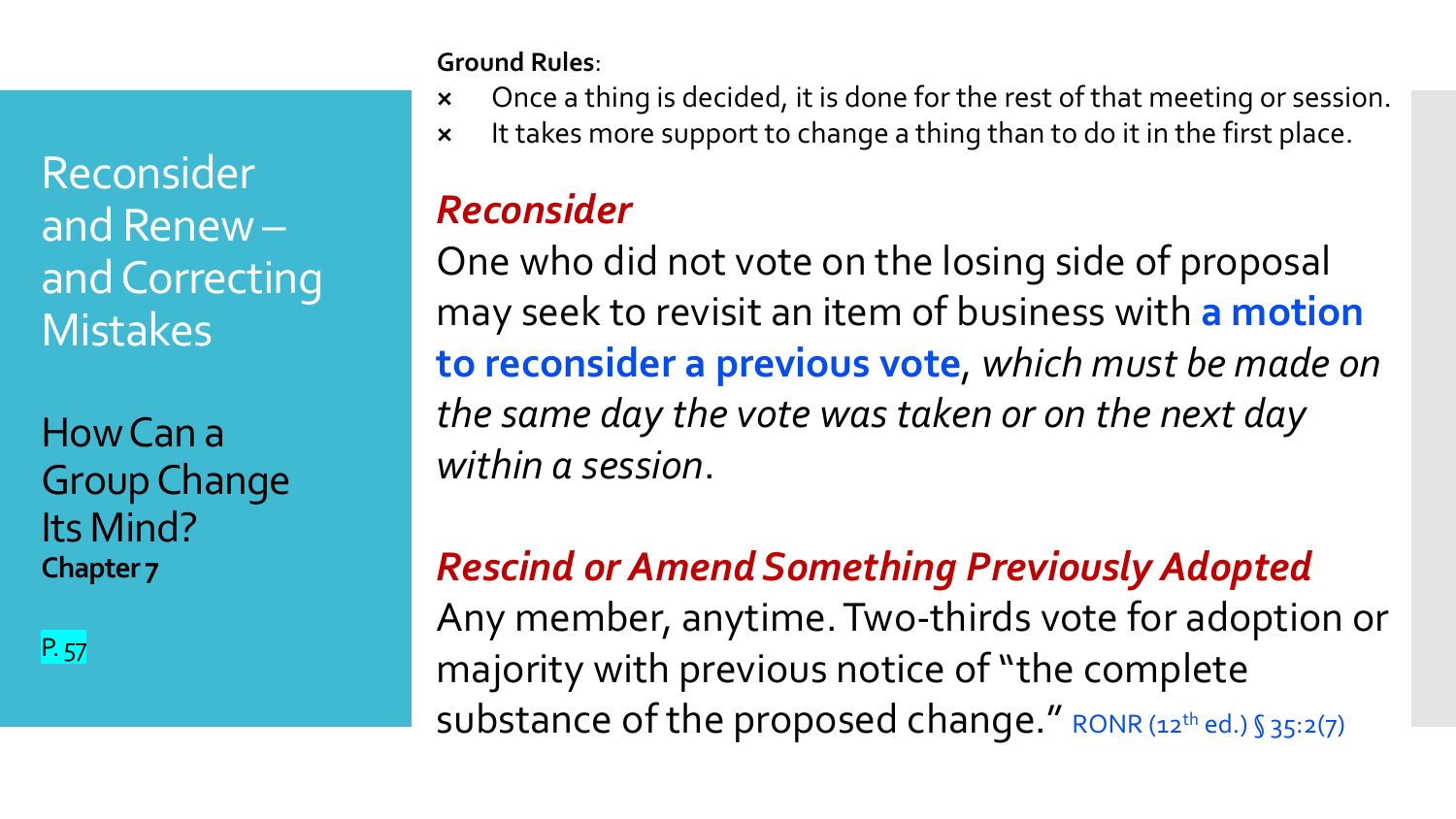# Reconsider and Renew – and Correcting Mistakes

## How Can a Group Change Its Mind?

**Chapter 7**

P. 57

**Ground Rules**:

- Once a thing is decided, it is done for the rest of that meeting or session.
- It takes more support to change a thing than to do it in the first place.

### *Reconsider*

One who did not vote on the losing side of proposal may seek to revisit an item of business with **a motion to reconsider a previous vote**, *which must be made on the same day the vote was taken or on the next day within a session*.

### *Rescind or Amend Something Previously Adopted*

Any member, anytime. Two-thirds vote for adoption or majority with previous notice of "the complete substance of the proposed change." RONR (12th ed.) § 35:2(7)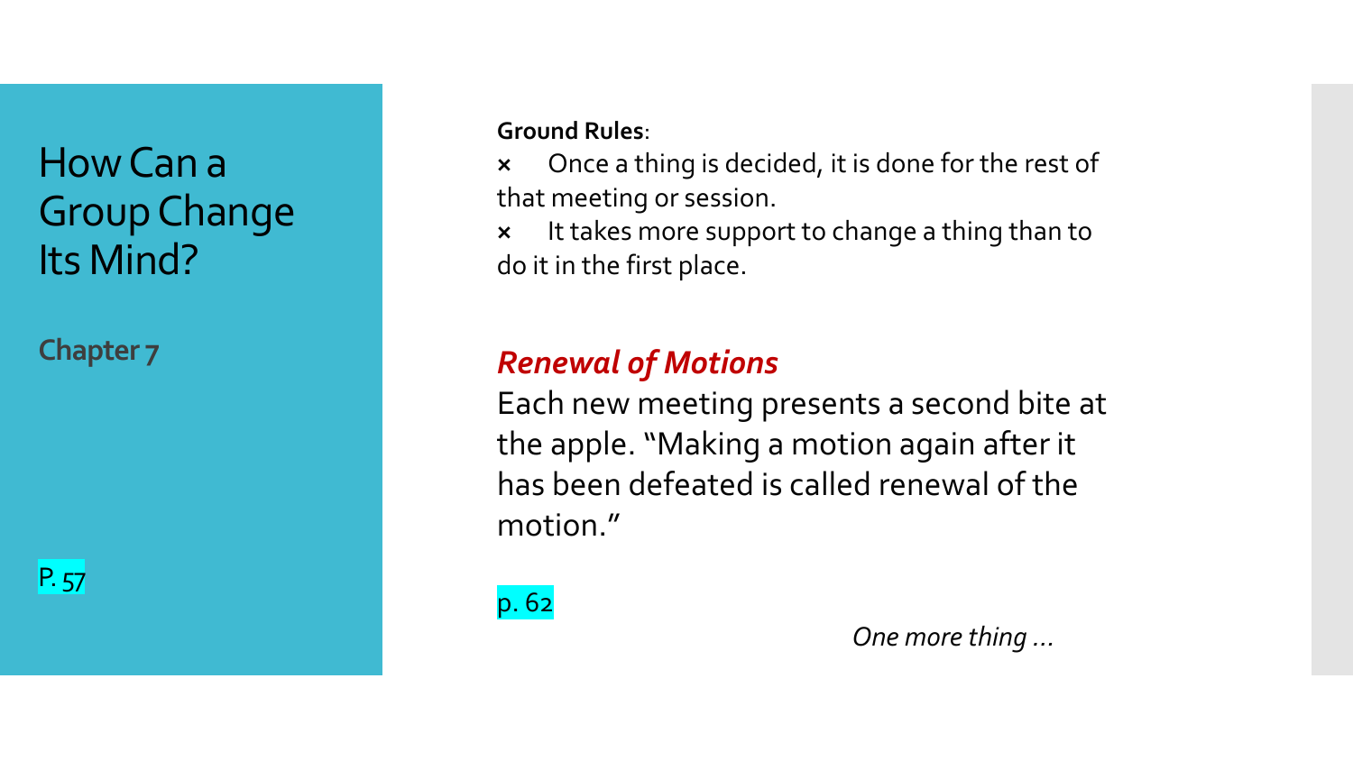# How Can a Group Change Its Mind?

**Chapter 7**

P. 57

**Ground Rules**:

- Once a thing is decided, it is done for the rest of that meeting or session.
- It takes more support to change a thing than to do it in the first place.

## *Renewal of Motions*

Each new meeting presents a second bite at the apple. "Making a motion again after it has been defeated is called renewal of the motion."

p. 62

*One more thing …*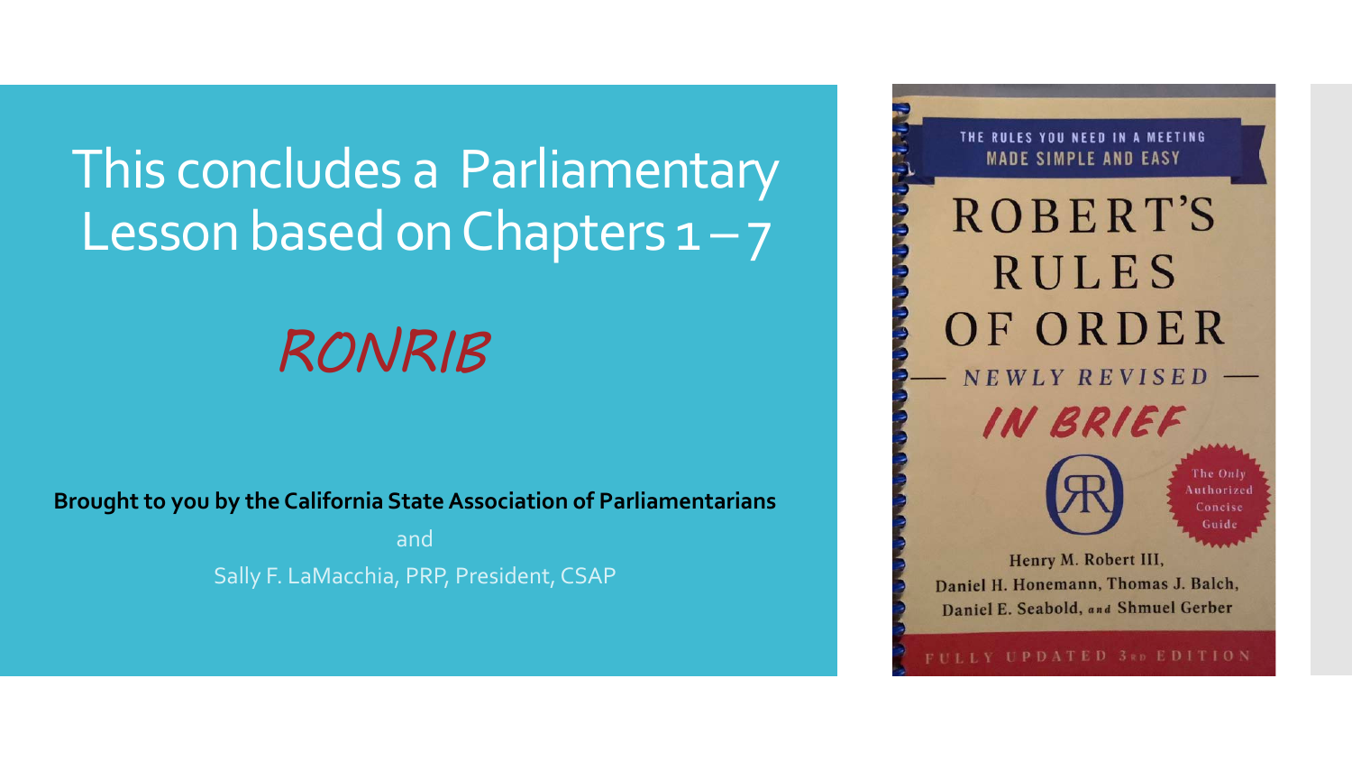# This concludes a Parliamentary Lesson based on Chapters 1 – 7

*RONRIB*

**Brought to you by the California State Association of Parliamentarians**

and

Sally F. LaMacchia, PRP, President, CSAP

THE RULES YOU NEED IN A MEETING MADE SIMPLE AND EASY

ROBERT'S RULES OF ORDER

NEWLY REVISED

IN BRIEF

The Only Authorized Concise Guide

Henry M. Robert III, Daniel H. Honemann, Thomas J. Balch, Daniel E. Seabold, and Shmuel Gerber

FULLY UPDATED 3RD EDITION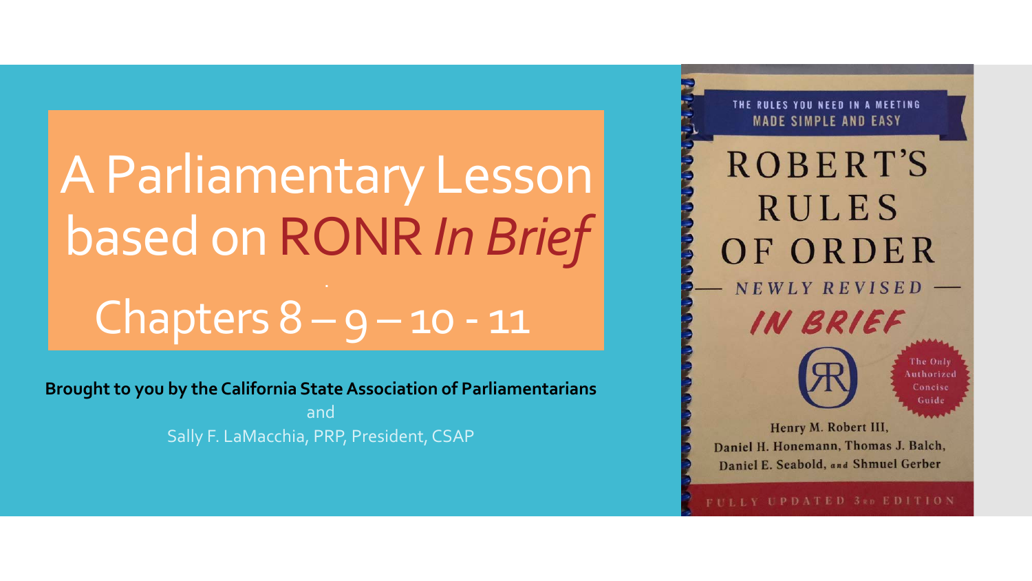# A Parliamentary Lesson based on RONR *In Brief*

## Chapters 8 – 9 – 10 - 11

**Brought to you by the California State Association of Parliamentarians**

and

Sally F. LaMacchia, PRP, President, CSAP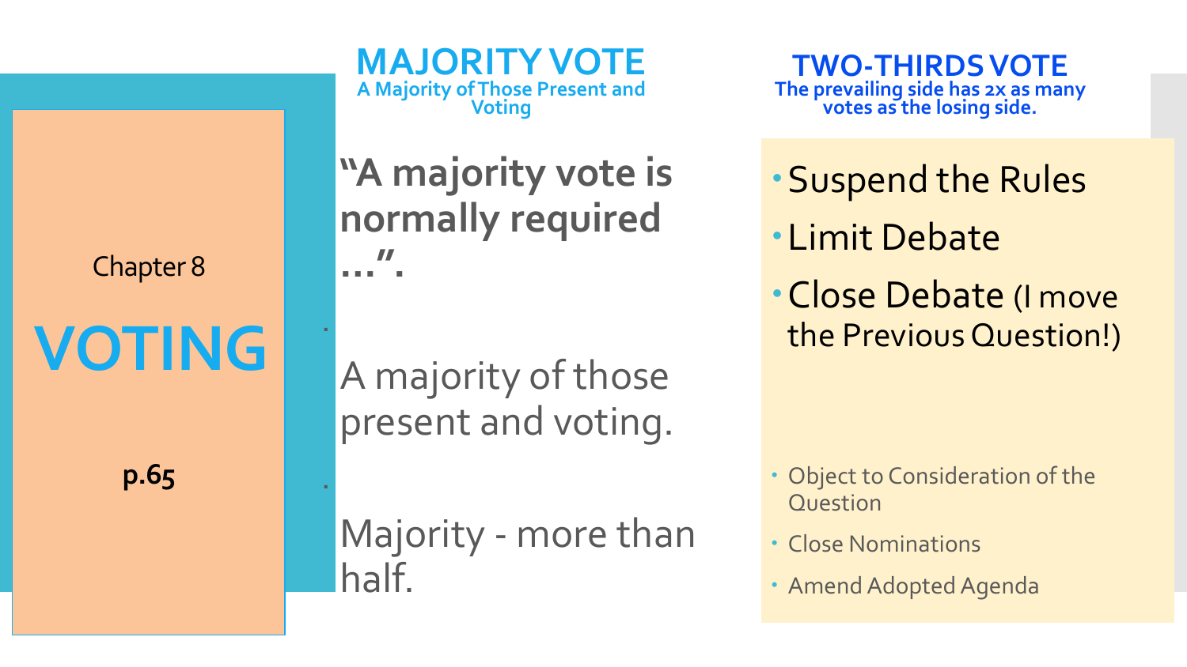Chapter 8

# VOTING

**p.65**

## MAJORITY VOTE

**A Majority of Those Present and Voting**

**"A majority vote is normally required …".**

A majority of those present and voting.

Majority - more than half.

## TWO-THIRDS VOTE

**The prevailing side has 2x as many votes as the losing side.**

- Suspend the Rules
- Limit Debate
- Close Debate (I move the Previous Question!)

- Object to Consideration of the Question
- Close Nominations
- Amend Adopted Agenda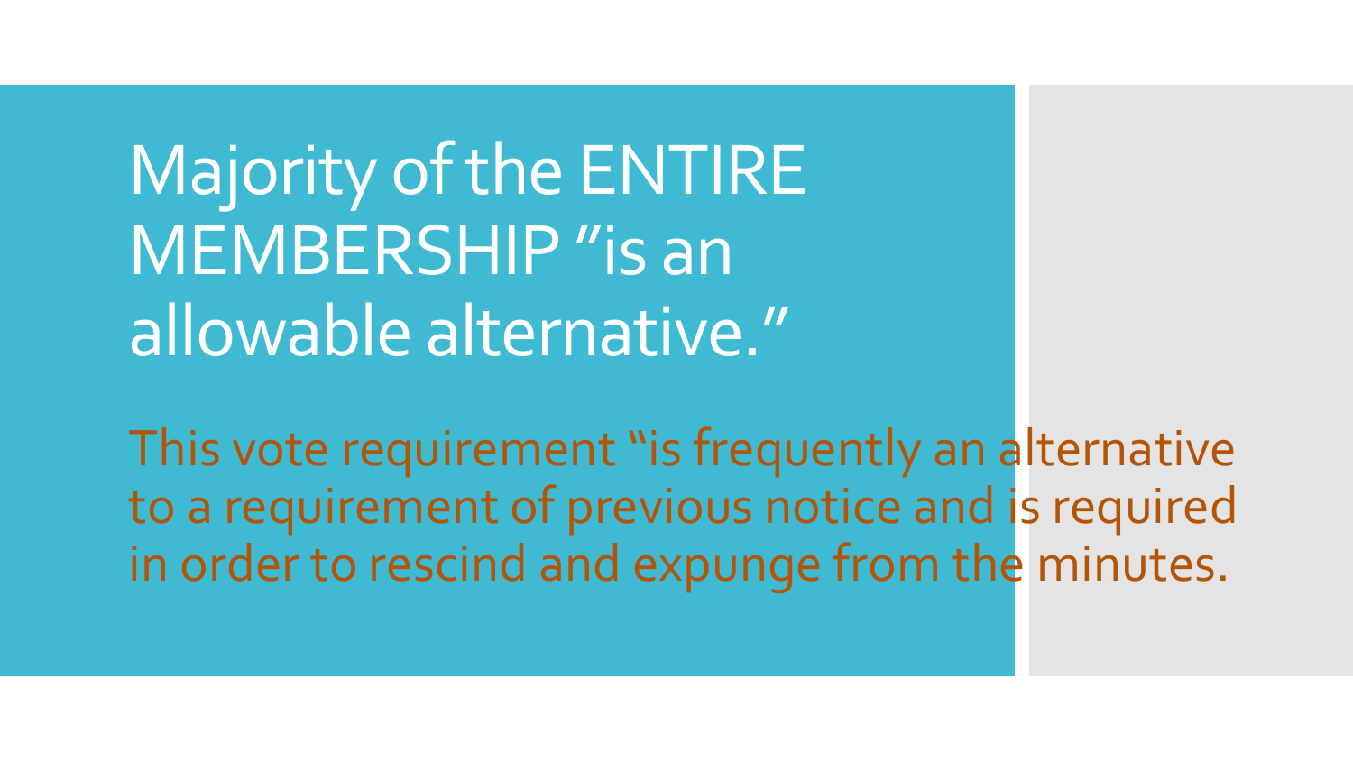# Majority of the ENTIRE MEMBERSHIP "is an allowable alternative."

This vote requirement "is frequently an alternative to a requirement of previous notice and is required in order to rescind and expunge from the minutes.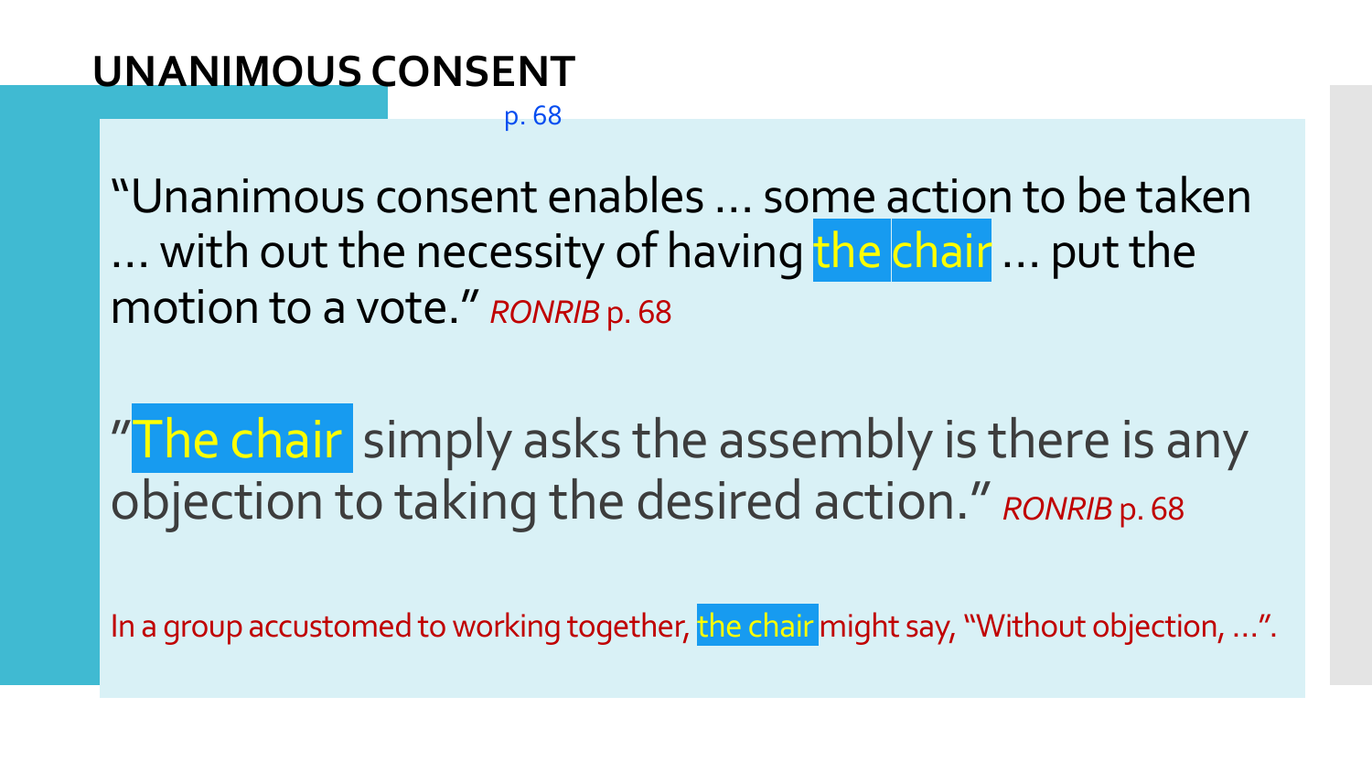# UNANIMOUS CONSENT

p. 68

"Unanimous consent enables … some action to be taken … with out the necessity of having the chair … put the motion to a vote." *RONRIB* p. 68

"The chair simply asks the assembly is there is any objection to taking the desired action." *RONRIB* p. 68

In a group accustomed to working together, the chair might say, "Without objection, …".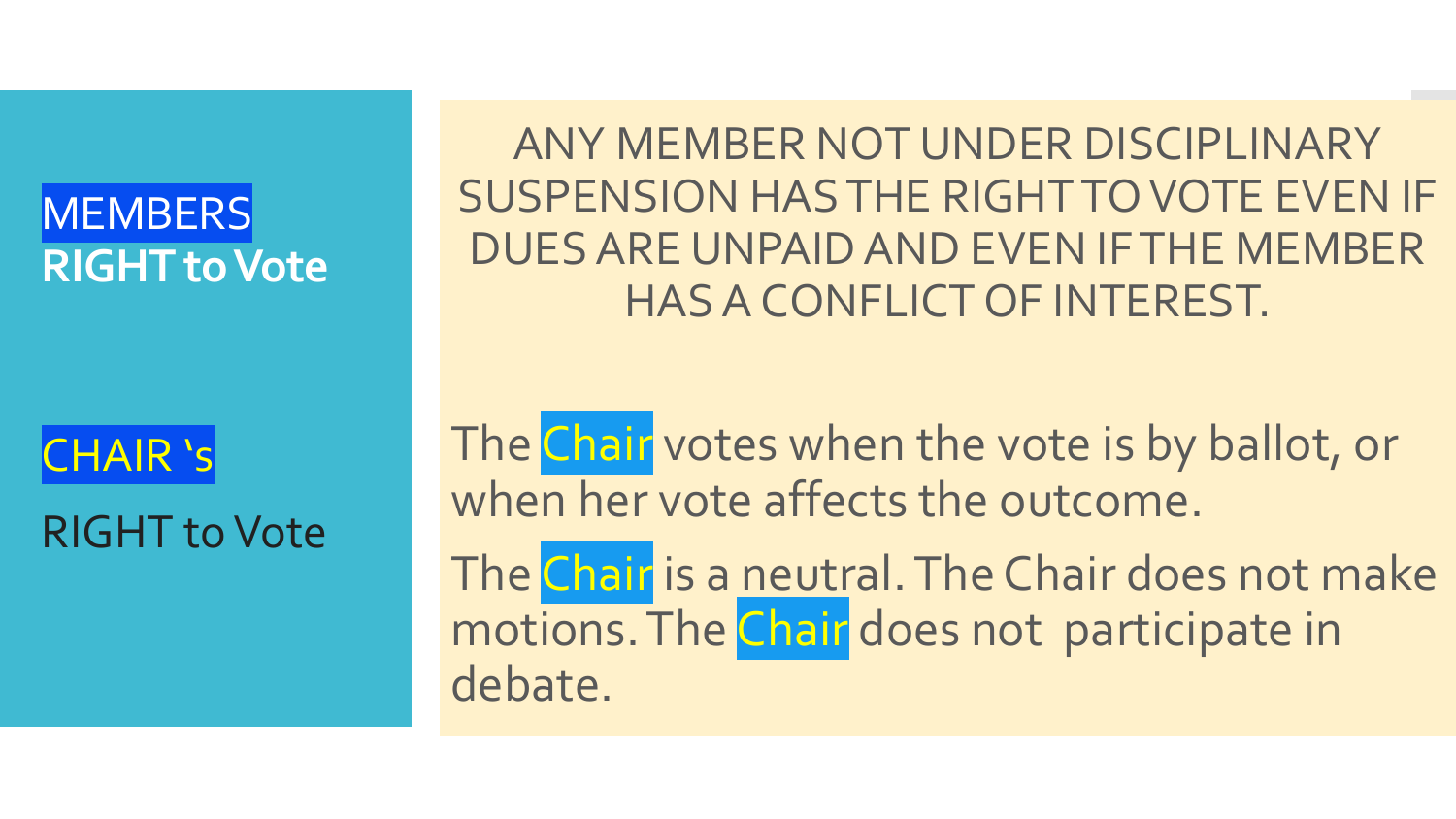## MEMBERS **RIGHT to Vote**

ANY MEMBER NOT UNDER DISCIPLINARY SUSPENSION HAS THE RIGHT TO VOTE EVEN IF DUES ARE UNPAID AND EVEN IF THE MEMBER HAS A CONFLICT OF INTEREST.

## CHAIR 's RIGHT to Vote

The Chair votes when the vote is by ballot, or when her vote affects the outcome.

The Chair is a neutral. The Chair does not make motions. The Chair does not participate in debate.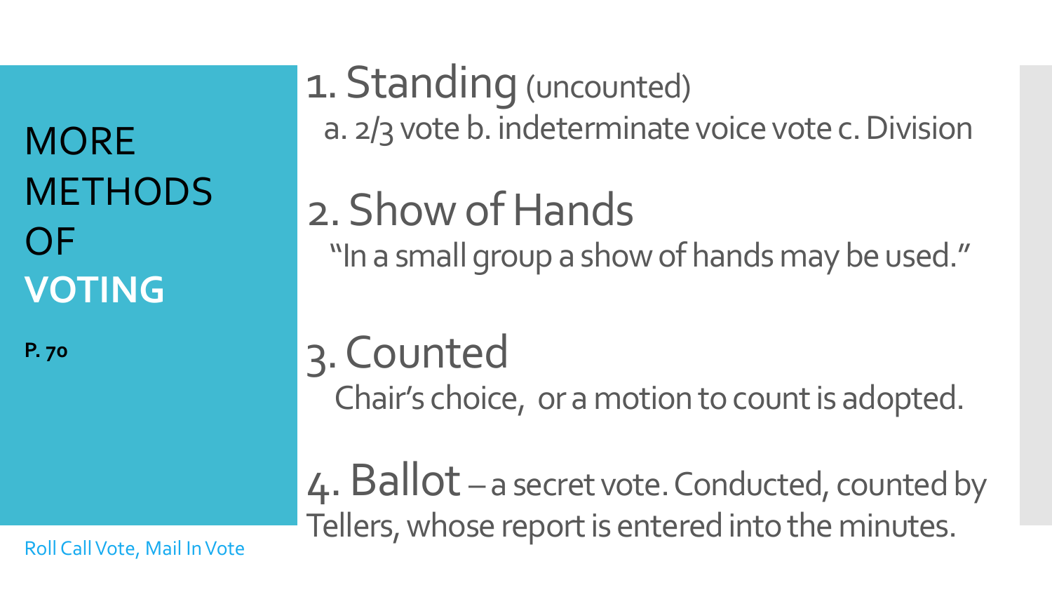# MORE METHODS OF **VOTING**

**P. 70**

Roll Call Vote, Mail In Vote

1. Standing (uncounted)
   a. 2/3 vote b. indeterminate voice vote c. Division

2. Show of Hands
   "In a small group a show of hands may be used."

3. Counted
   Chair's choice, or a motion to count is adopted.

4. Ballot – a secret vote. Conducted, counted by Tellers, whose report is entered into the minutes.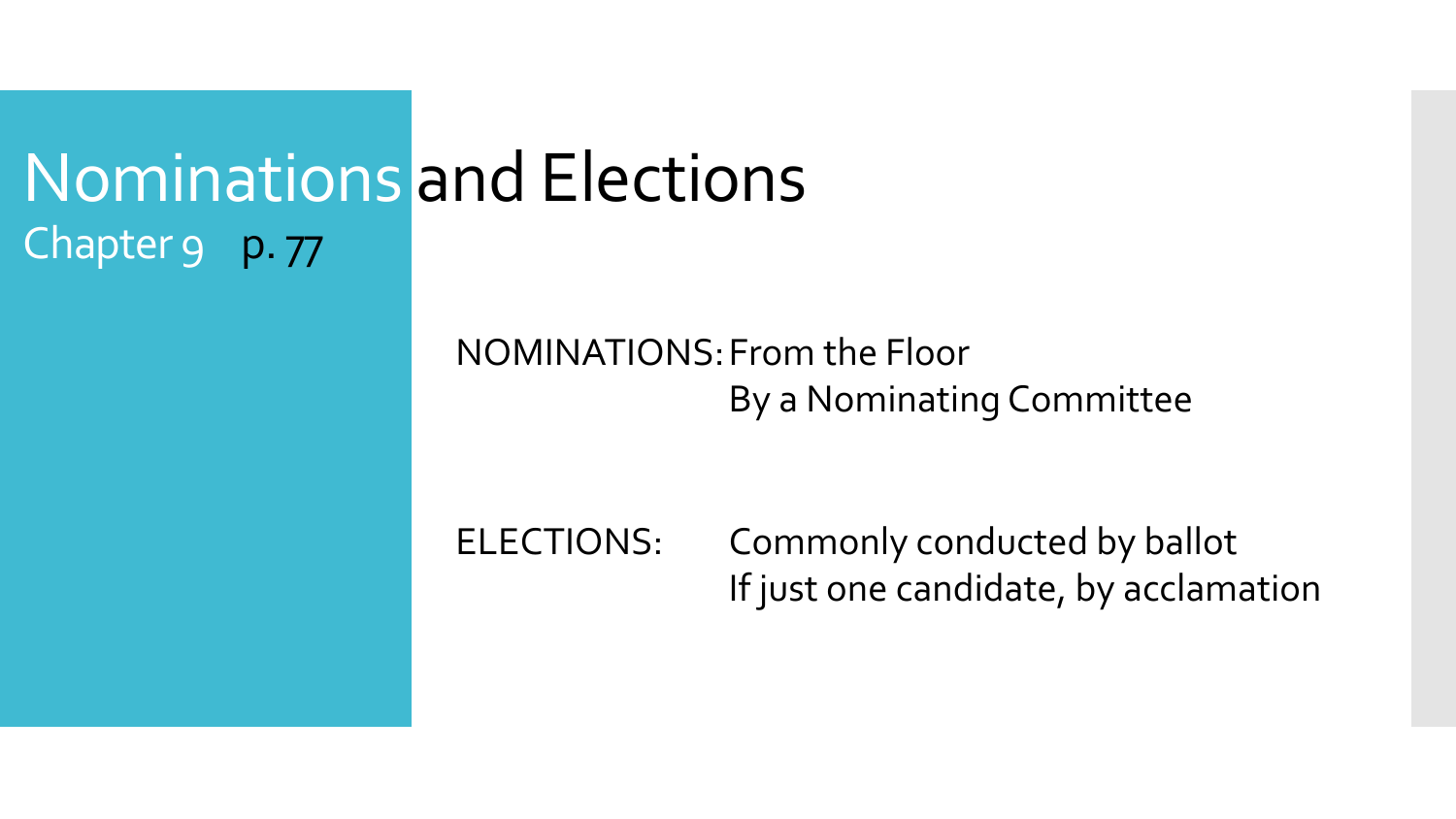# Nominations and Elections

Chapter 9 p. 77

NOMINATIONS: From the Floor
By a Nominating Committee

ELECTIONS: Commonly conducted by ballot
If just one candidate, by acclamation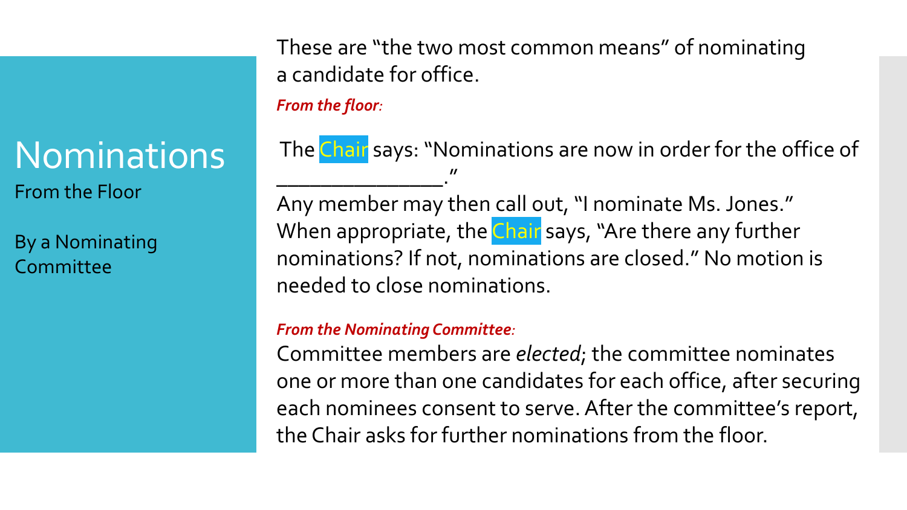# Nominations

From the Floor

By a Nominating Committee

These are "the two most common means" of nominating a candidate for office.

***From the floor:***

The Chair says: "Nominations are now in order for the office of _______________."

Any member may then call out, "I nominate Ms. Jones." When appropriate, the Chair says, "Are there any further nominations? If not, nominations are closed." No motion is needed to close nominations.

***From the Nominating Committee:***

Committee members are *elected*; the committee nominates one or more than one candidates for each office, after securing each nominees consent to serve. After the committee's report, the Chair asks for further nominations from the floor.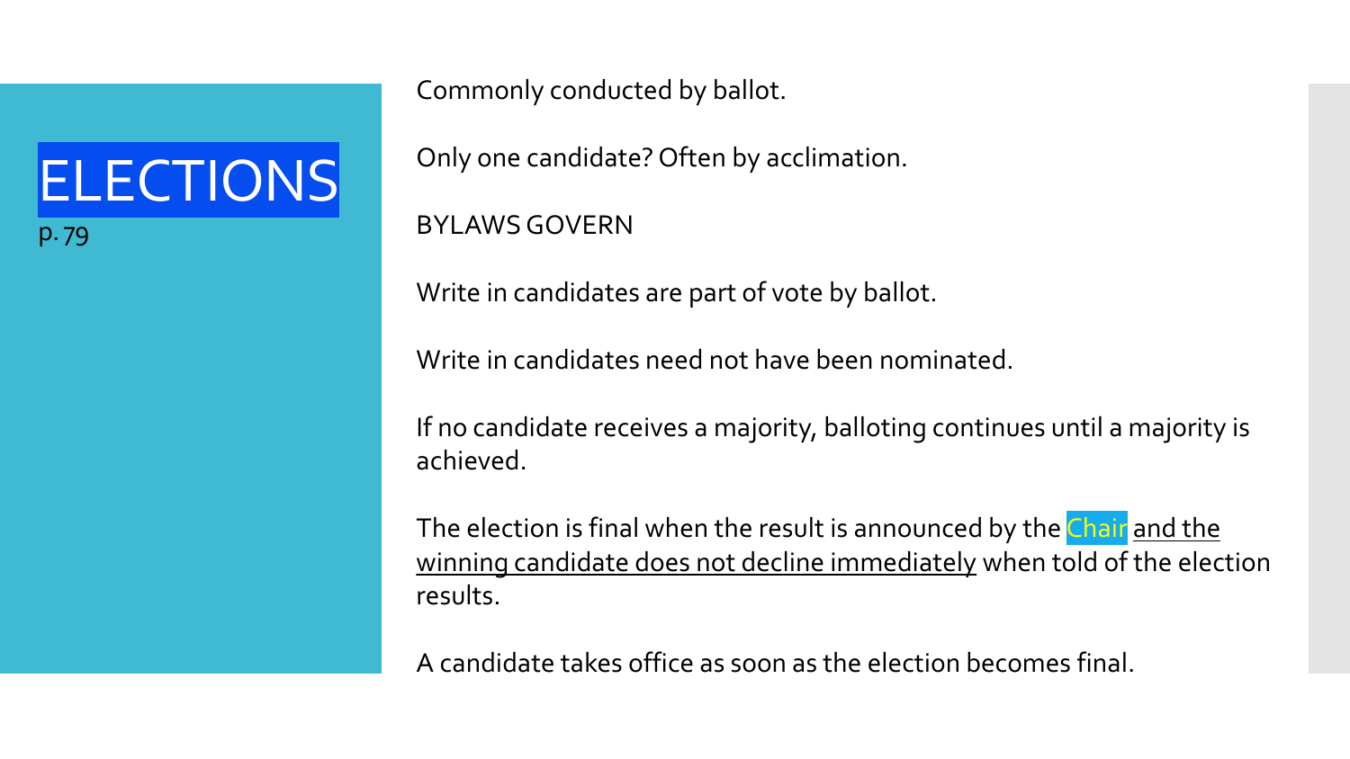# ELECTIONS

p. 79

Commonly conducted by ballot.

Only one candidate? Often by acclimation.

BYLAWS GOVERN

Write in candidates are part of vote by ballot.

Write in candidates need not have been nominated.

If no candidate receives a majority, balloting continues until a majority is achieved.

The election is final when the result is announced by the Chair and the winning candidate does not decline immediately when told of the election results.

A candidate takes office as soon as the election becomes final.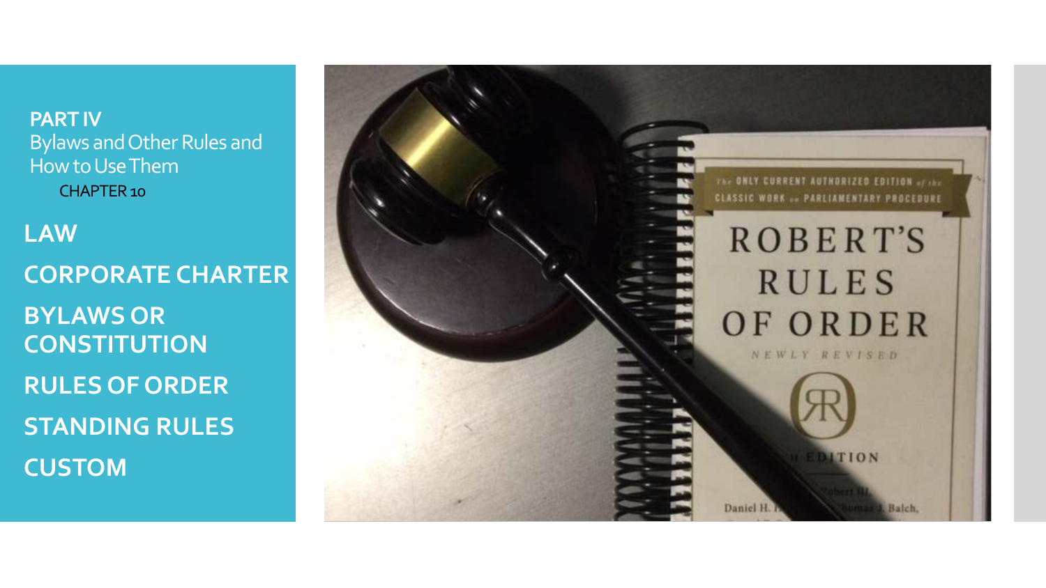**PART IV**
Bylaws and Other Rules and How to Use Them

CHAPTER 10

**LAW**

**CORPORATE CHARTER**

**BYLAWS OR CONSTITUTION**

**RULES OF ORDER**

**STANDING RULES**

**CUSTOM**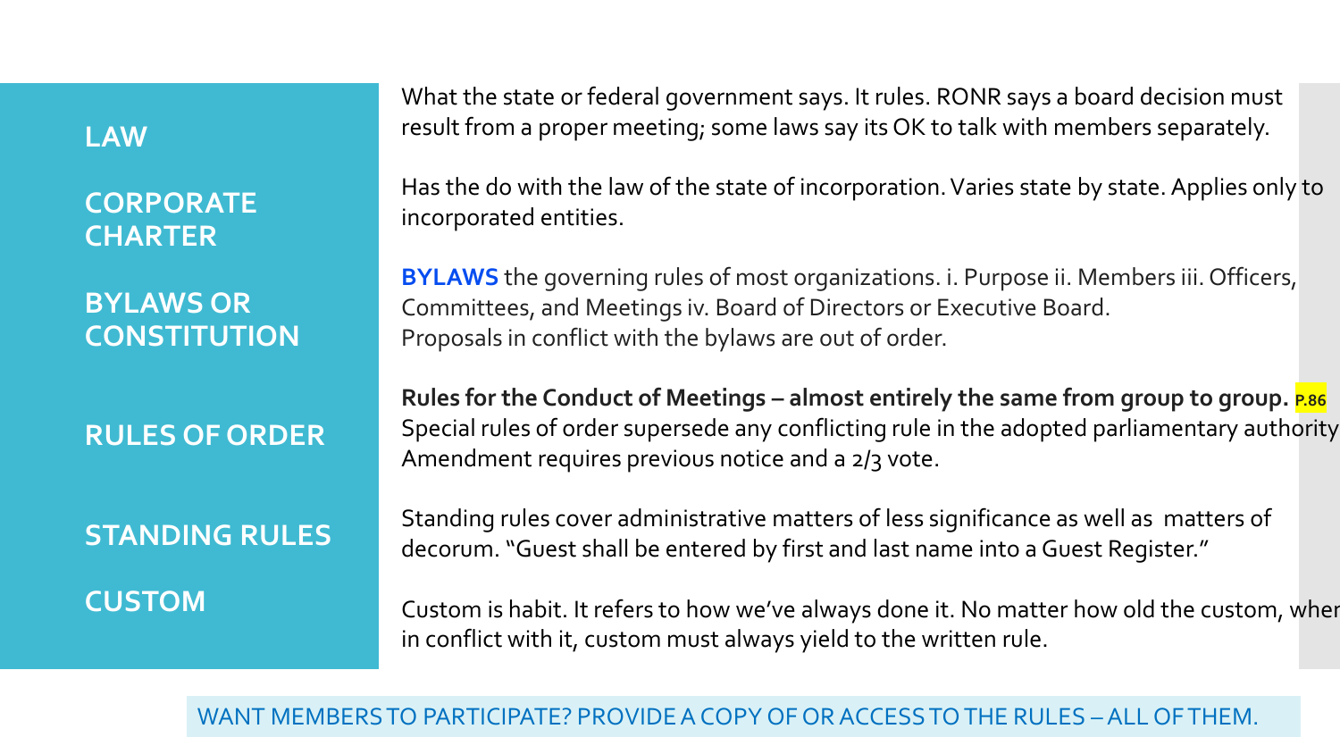| | |
|---|---|
| **LAW** | What the state or federal government says. It rules. RONR says a board decision must result from a proper meeting; some laws say its OK to talk with members separately. |
| **CORPORATE CHARTER** | Has the do with the law of the state of incorporation. Varies state by state. Applies only to incorporated entities. |
| **BYLAWS OR CONSTITUTION** | **BYLAWS** the governing rules of most organizations. i. Purpose ii. Members iii. Officers, Committees, and Meetings iv. Board of Directors or Executive Board. Proposals in conflict with the bylaws are out of order. |
| **RULES OF ORDER** | **Rules for the Conduct of Meetings – almost entirely the same from group to group. P.86** Special rules of order supersede any conflicting rule in the adopted parliamentary authority Amendment requires previous notice and a 2/3 vote. |
| **STANDING RULES** | Standing rules cover administrative matters of less significance as well as matters of decorum. "Guest shall be entered by first and last name into a Guest Register." |
| **CUSTOM** | Custom is habit. It refers to how we've always done it. No matter how old the custom, when in conflict with it, custom must always yield to the written rule. |

WANT MEMBERS TO PARTICIPATE? PROVIDE A COPY OF OR ACCESS TO THE RULES – ALL OF THEM.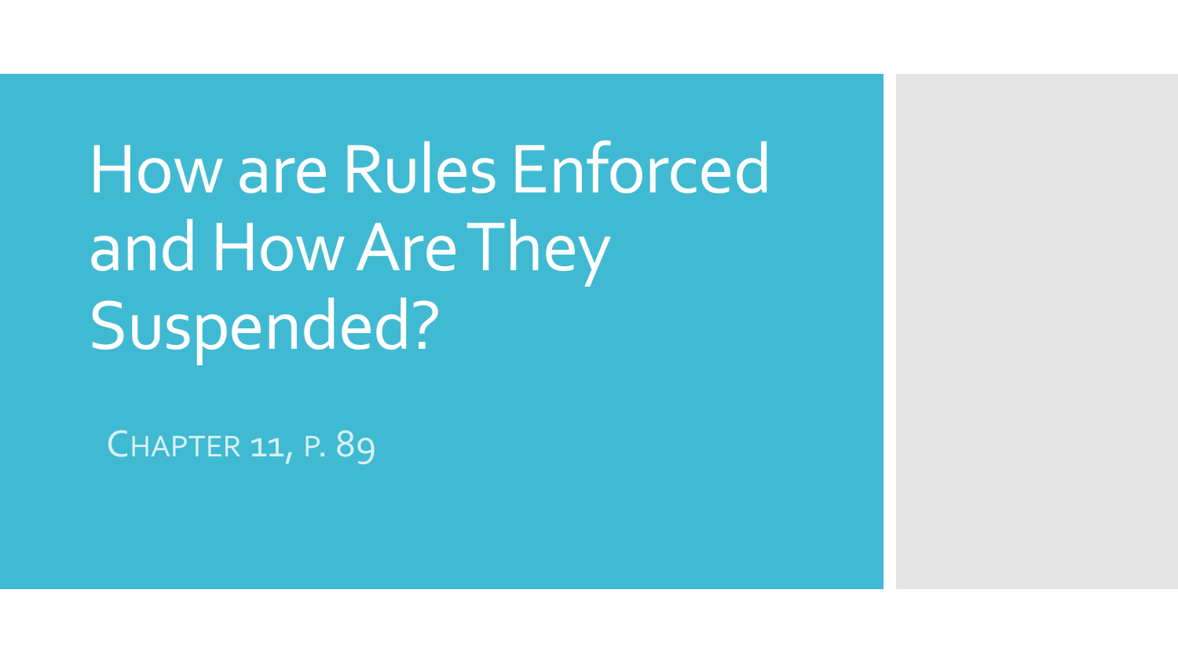# How are Rules Enforced and How Are They Suspended?

CHAPTER 11, P. 89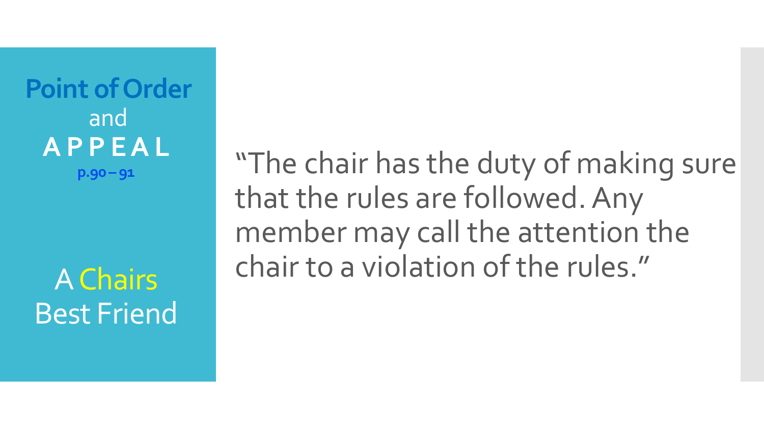# Point of Order and APPEAL

**p.90 – 91**

## A Chairs Best Friend

"The chair has the duty of making sure that the rules are followed. Any member may call the attention the chair to a violation of the rules."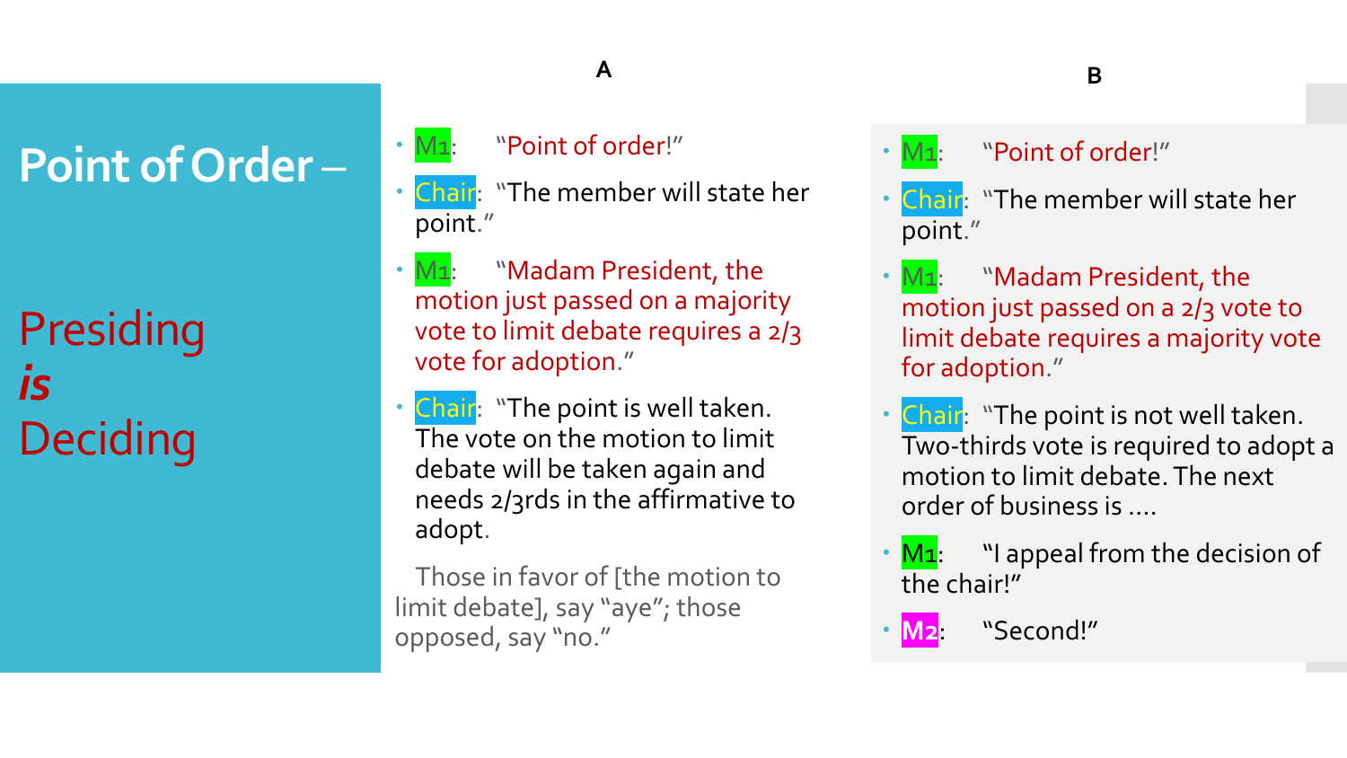# Point of Order –

## Presiding *is* Deciding

### A

- M1: "Point of order!"
- Chair: "The member will state her point."
- M1: "Madam President, the motion just passed on a majority vote to limit debate requires a 2/3 vote for adoption."
- Chair: "The point is well taken. The vote on the motion to limit debate will be taken again and needs 2/3rds in the affirmative to adopt.

  Those in favor of [the motion to limit debate], say "aye"; those opposed, say "no."

### B

- M1: "Point of order!"
- Chair: "The member will state her point."
- M1: "Madam President, the motion just passed on a 2/3 vote to limit debate requires a majority vote for adoption."
- Chair: "The point is not well taken. Two-thirds vote is required to adopt a motion to limit debate. The next order of business is ....
- M1: "I appeal from the decision of the chair!"
- M2: "Second!"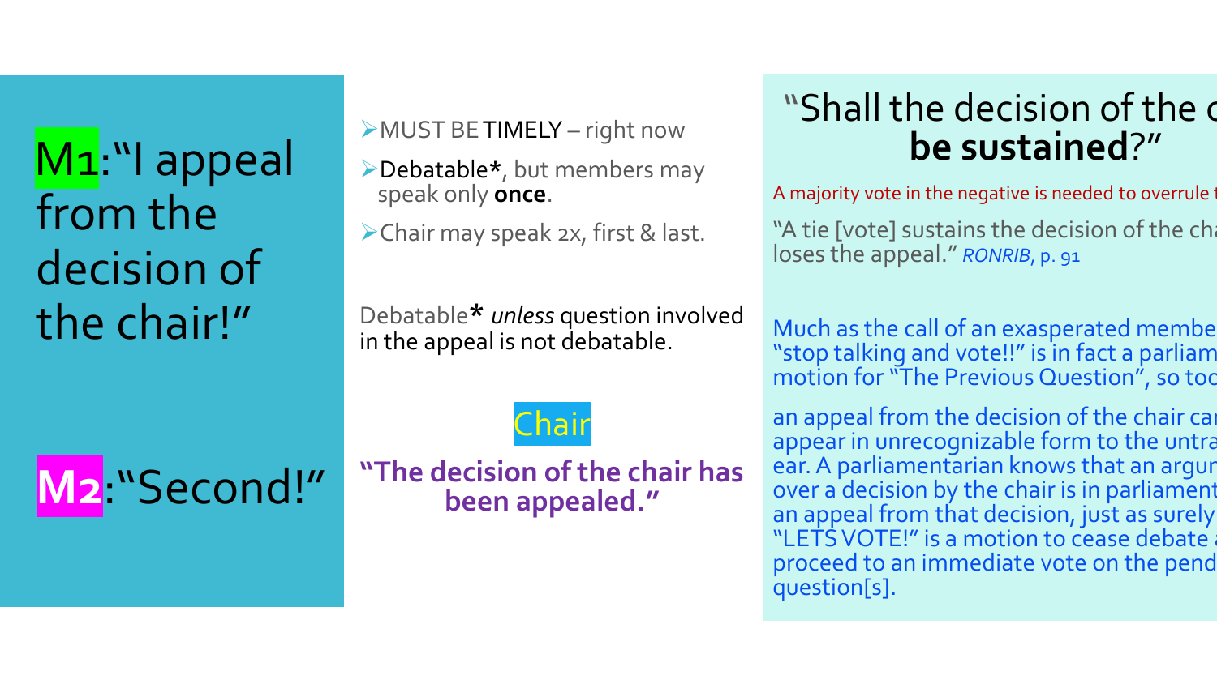**M1**:"I appeal from the decision of the chair!"

**M2**:"Second!"

- MUST BE TIMELY – right now
- Debatable*, but members may speak only **once**.
- Chair may speak 2x, first & last.

Debatable* *unless* question involved in the appeal is not debatable.

Chair

**"The decision of the chair has been appealed."**

"Shall the decision of the c **be sustained**?"

A majority vote in the negative is needed to overrule t

"A tie [vote] sustains the decision of the cha loses the appeal." *RONRIB*, p. 91

Much as the call of an exasperated membe "stop talking and vote!!" is in fact a parliam motion for "The Previous Question", so too

an appeal from the decision of the chair car appear in unrecognizable form to the untra ear. A parliamentarian knows that an argur over a decision by the chair is in parliament an appeal from that decision, just as surely "LETS VOTE!" is a motion to cease debate a proceed to an immediate vote on the pend question[s].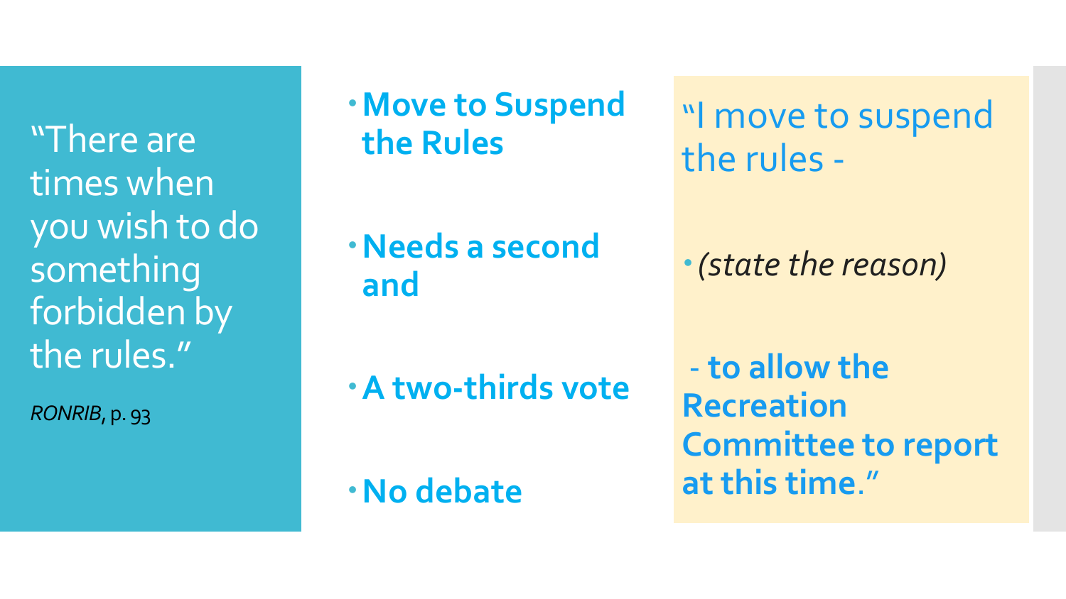"There are times when you wish to do something forbidden by the rules."

*RONRIB*, p. 93

- **Move to Suspend the Rules**
- **Needs a second and**
- **A two-thirds vote**
- **No debate**

"I move to suspend the rules -

- *(state the reason)*

- **to allow the Recreation Committee to report at this time**."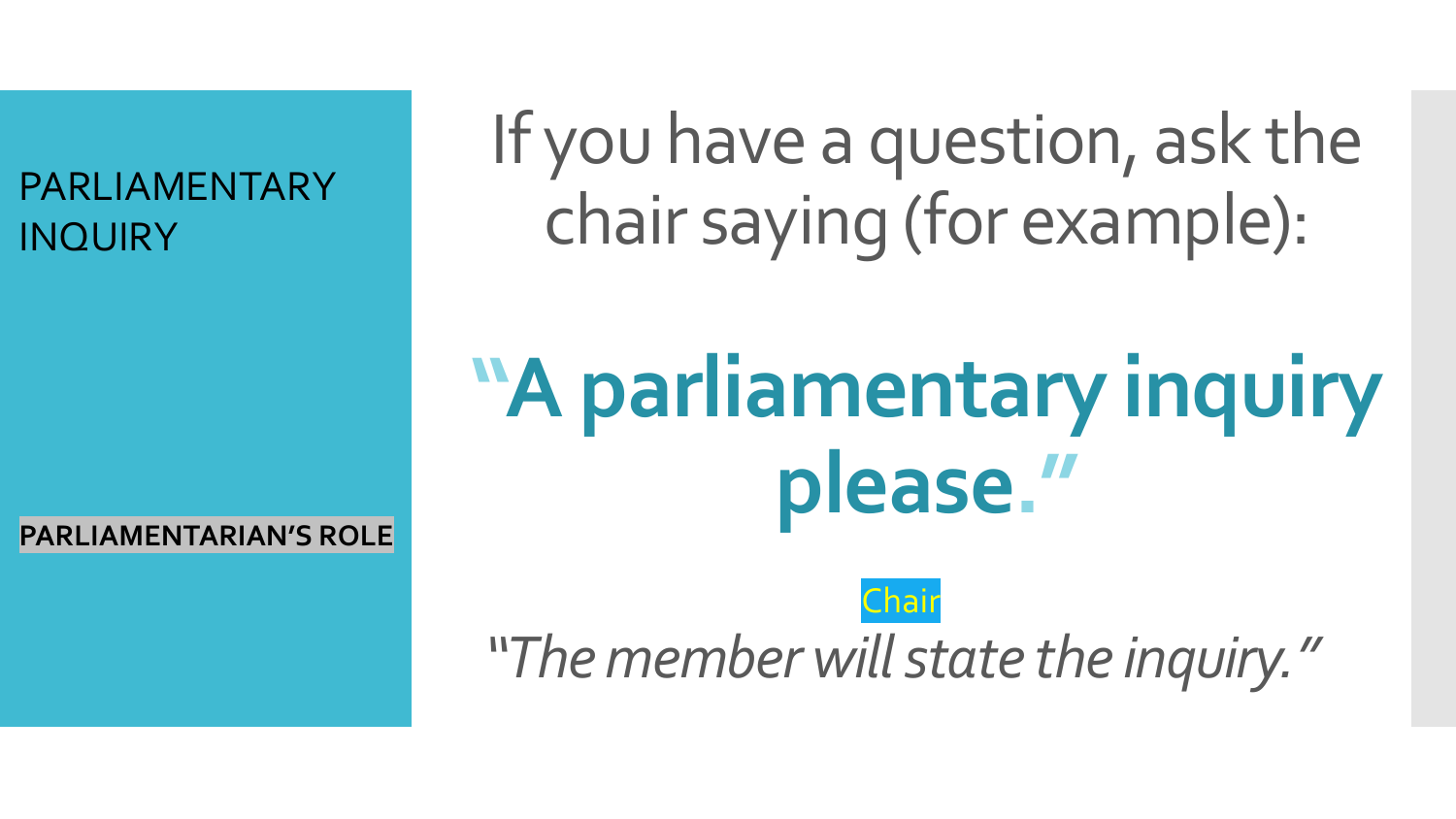PARLIAMENTARY INQUIRY

**PARLIAMENTARIAN'S ROLE**

# If you have a question, ask the chair saying (for example):

## "A parliamentary inquiry please."

Chair

*"The member will state the inquiry."*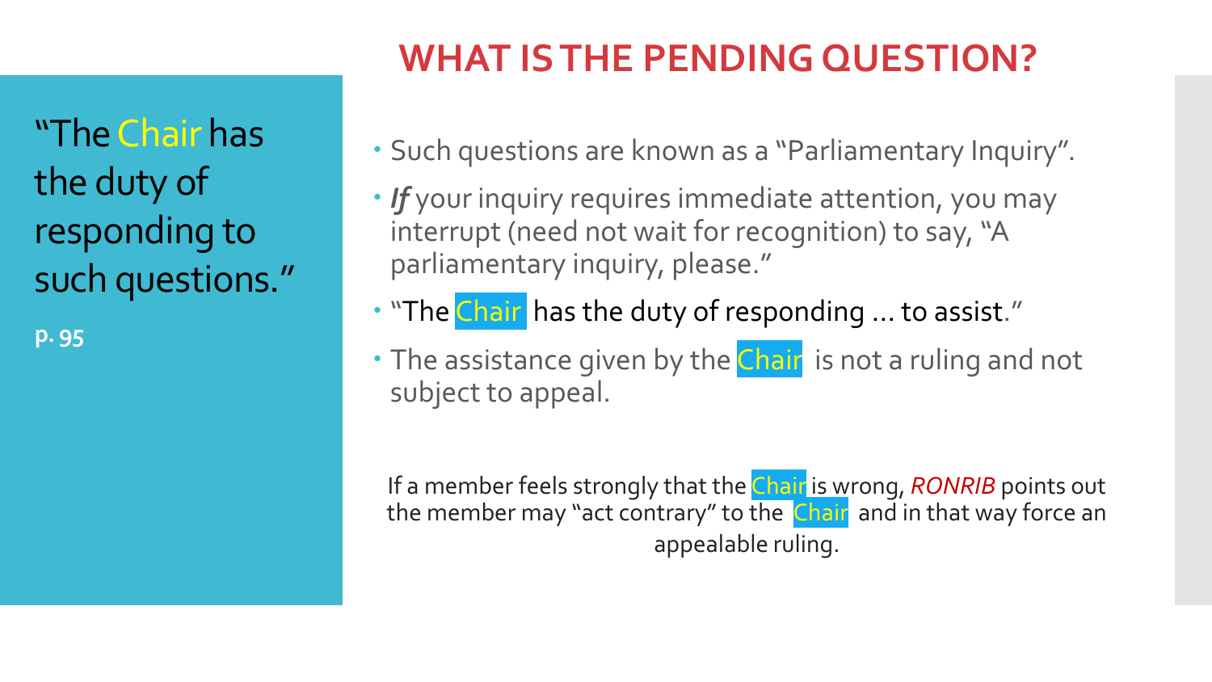# WHAT IS THE PENDING QUESTION?

"The Chair has the duty of responding to such questions."

p. 95

- Such questions are known as a "Parliamentary Inquiry".
- ***If*** your inquiry requires immediate attention, you may interrupt (need not wait for recognition) to say, "A parliamentary inquiry, please."
- "The Chair has the duty of responding … to assist."
- The assistance given by the Chair is not a ruling and not subject to appeal.

If a member feels strongly that the Chair is wrong, *RONRIB* points out the member may "act contrary" to the Chair and in that way force an appealable ruling.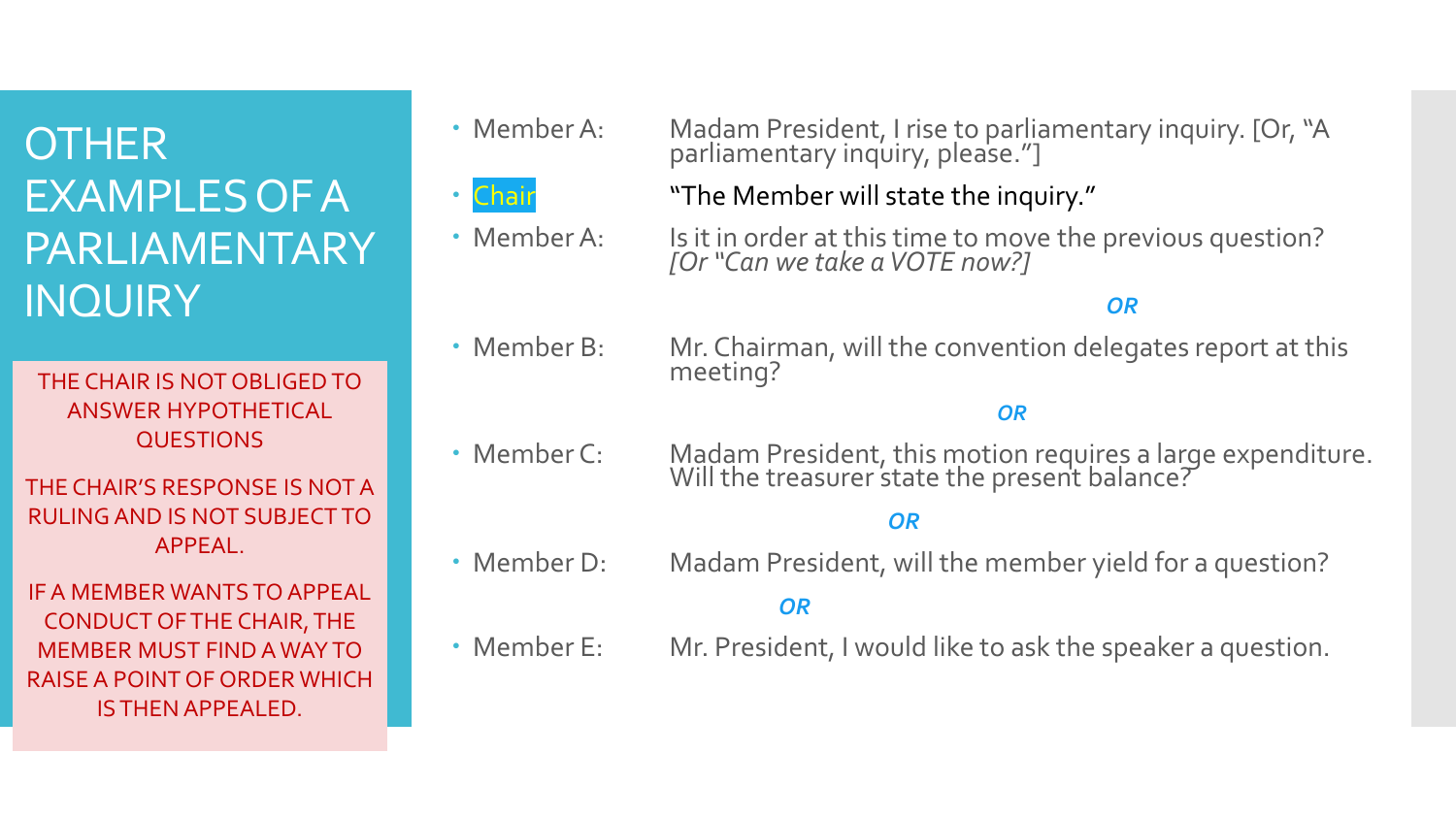# OTHER EXAMPLES OF A PARLIAMENTARY INQUIRY

THE CHAIR IS NOT OBLIGED TO ANSWER HYPOTHETICAL QUESTIONS

THE CHAIR'S RESPONSE IS NOT A RULING AND IS NOT SUBJECT TO APPEAL.

IF A MEMBER WANTS TO APPEAL CONDUCT OF THE CHAIR, THE MEMBER MUST FIND A WAY TO RAISE A POINT OF ORDER WHICH IS THEN APPEALED.

- Member A: Madam President, I rise to parliamentary inquiry. [Or, "A parliamentary inquiry, please."]
- Chair "The Member will state the inquiry."
- Member A: Is it in order at this time to move the previous question? *[Or "Can we take a VOTE now?]*

***OR***

- Member B: Mr. Chairman, will the convention delegates report at this meeting?

***OR***

- Member C: Madam President, this motion requires a large expenditure. Will the treasurer state the present balance?

***OR***

- Member D: Madam President, will the member yield for a question?

***OR***

- Member E: Mr. President, I would like to ask the speaker a question.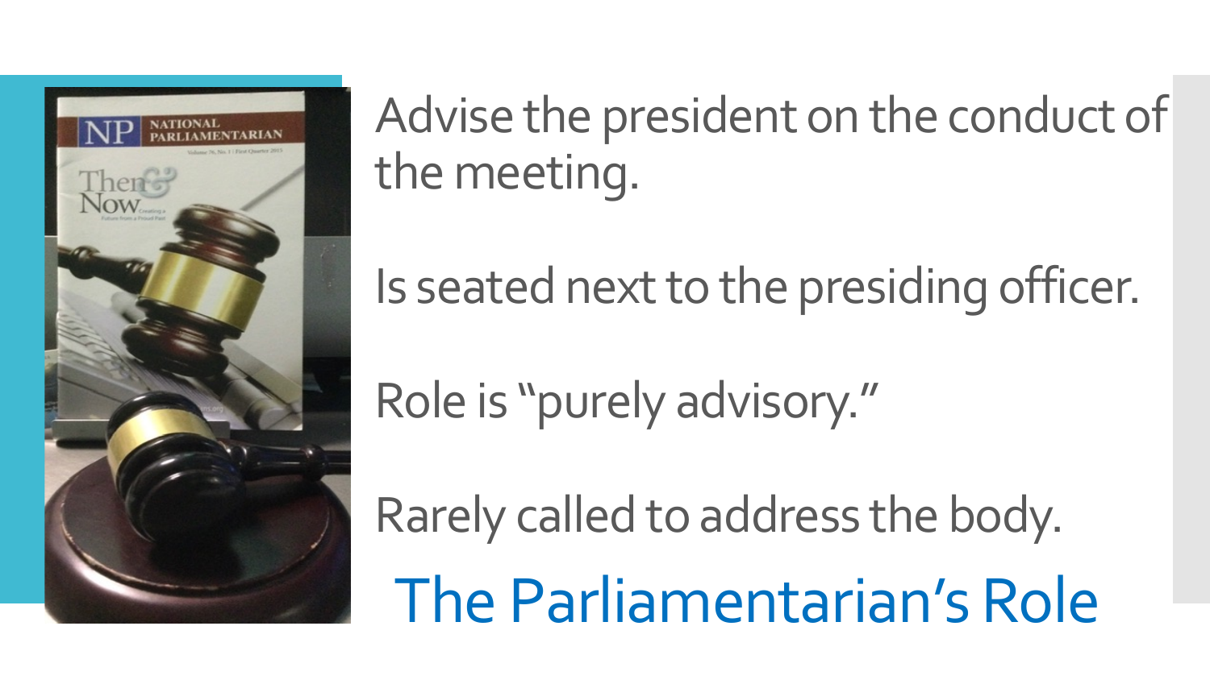## The Parliamentarian's Role

Advise the president on the conduct of the meeting.

Is seated next to the presiding officer.

Role is "purely advisory."

Rarely called to address the body.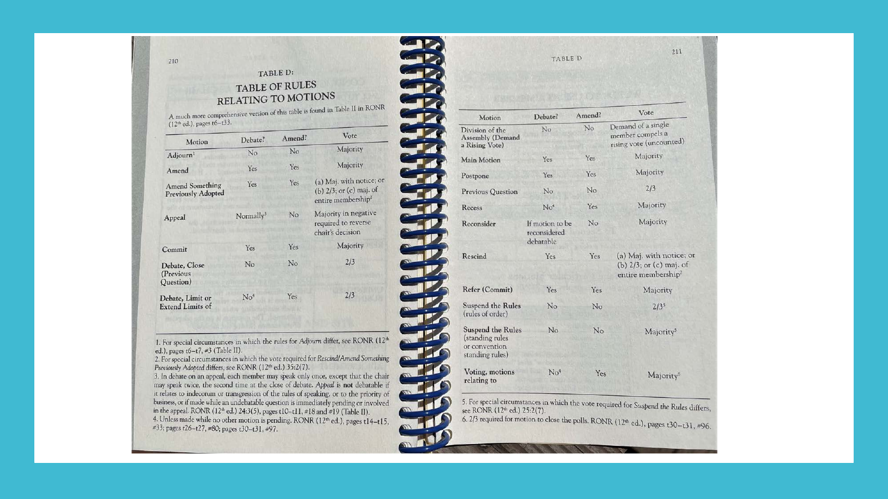## TABLE D:

# TABLE OF RULES RELATING TO MOTIONS

A much more comprehensive version of this table is found in Table II in RONR (12th ed.), pages t6–t33.

| Motion | Debate? | Amend? | Vote |
|---|---|---|---|
| Adjourn[1] | No | No | Majority |
| Amend | Yes | Yes | Majority |
| Amend Something Previously Adopted | Yes | Yes | (a) Maj. with notice; or (b) 2/3; or (c) maj. of entire membership[2] |
| Appeal | Normally[3] | No | Majority in negative required to reverse chair's decision |
| Commit | Yes | Yes | Majority |
| Debate, Close (Previous Question) | No | No | 2/3 |
| Debate, Limit or Extend Limits of | No[4] | Yes | 2/3 |
| Division of the Assembly (Demand a Rising Vote) | No | No | Demand of a single member compels a rising vote (uncounted) |
| Main Motion | Yes | Yes | Majority |
| Postpone | Yes | Yes | Majority |
| Previous Question | No | No | 2/3 |
| Recess | No[4] | Yes | Majority |
| Reconsider | If motion to be reconsidered debatable | No | Majority |
| Rescind | Yes | Yes | (a) Maj. with notice; or (b) 2/3; or (c) maj. of entire membership[2] |
| Refer (Commit) | Yes | Yes | Majority |
| Suspend the Rules (rules of order) | No | No | 2/3[5] |
| Suspend the Rules (standing rules or convention standing rules) | No | No | Majority[5] |
| Voting, motions relating to | No[4] | Yes | Majority[6] |

1. For special circumstances in which the rules for *Adjourn* differ, see RONR (12th ed.), pages t6–t7, #3 (Table II).
2. For special circumstances in which the vote required for *Rescind/Amend Something Previously Adopted* differs, see RONR (12th ed.) 35:2(7).
3. In debate on an appeal, each member may speak only once, except that the chair may speak twice, the second time at the close of debate. *Appeal* is **not** debatable if it relates to indecorum or transgression of the rules of speaking, or to the priority of business, or if made while an undebatable question is immediately pending or involved in the appeal. RONR (12th ed.) 24:3(5), pages t10–t11, #18 and #19 (Table II).
4. Unless made while no other motion is pending. RONR (12th ed.), pages t14–t15, #33; pages t26–t27, #80; pages t30–t31, #97.
5. For special circumstances in which the vote required for *Suspend the Rules* differs, see RONR (12th ed.) 25:2(7).
6. 2/3 required for motion to close the polls. RONR (12th ed.), pages t30–t31, #96.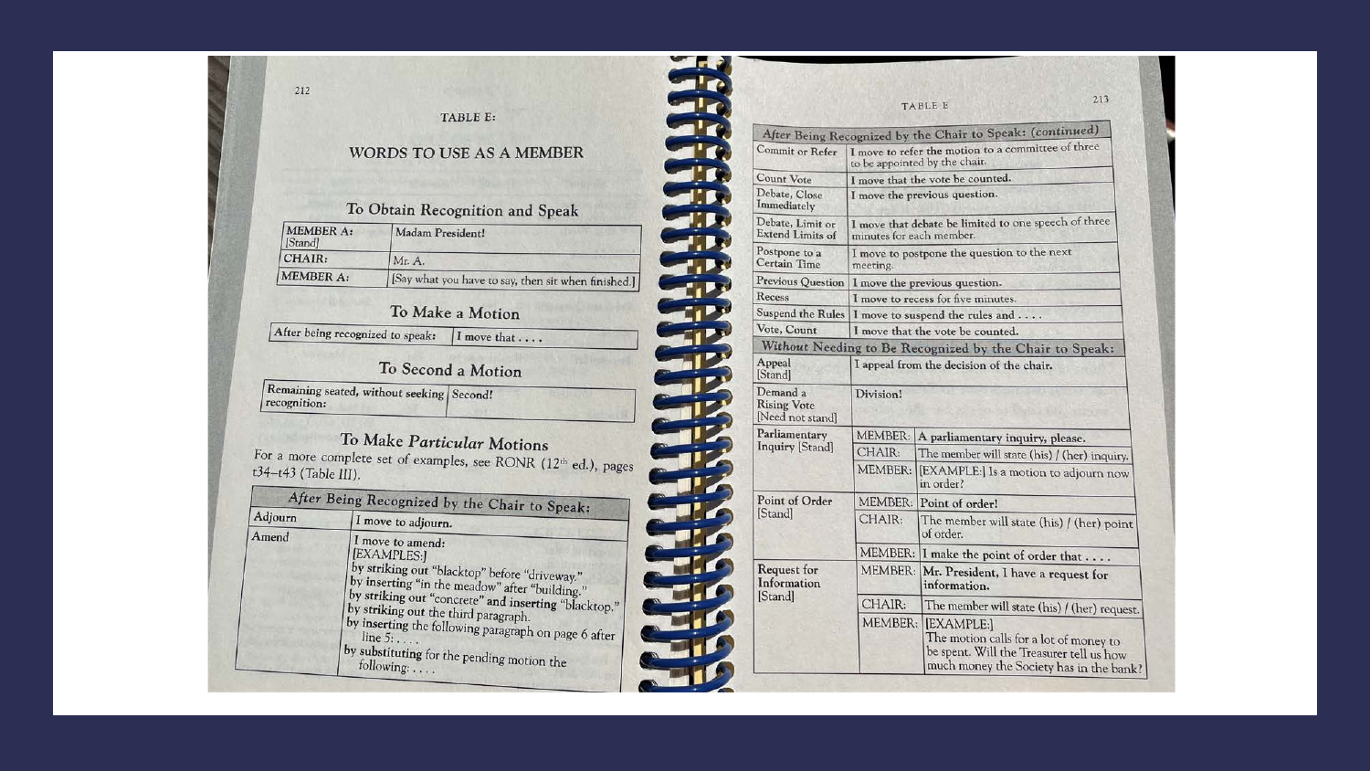## TABLE E:

# WORDS TO USE AS A MEMBER

### To Obtain Recognition and Speak

| | |
|---|---|
| MEMBER A: [Stand] | Madam President! |
| CHAIR: | Mr. A. |
| MEMBER A: | [Say what you have to say, then sit when finished.] |

### To Make a Motion

| | |
|---|---|
| After being recognized to speak: | I move that . . . . |

### To Second a Motion

| | |
|---|---|
| Remaining seated, without seeking recognition: | Second! |

### To Make *Particular* Motions

For a more complete set of examples, see RONR (12th ed.), pages t34–t43 (Table III).

| *After* Being Recognized by the Chair to Speak: | |
|---|---|
| Adjourn | I move to adjourn. |
| Amend | I move to amend: [EXAMPLES:] by striking out "blacktop" before "driveway." by inserting "in the meadow" after "building." by striking out "concrete" and inserting "blacktop." by striking out the third paragraph. by inserting the following paragraph on page 6 after line 5: . . . . by substituting for the pending motion the following: . . . . |
| Commit or Refer | I move to refer the motion to a committee of three to be appointed by the chair. |
| Count Vote | I move that the vote be counted. |
| Debate, Close Immediately | I move the previous question. |
| Debate, Limit or Extend Limits of | I move that debate be limited to one speech of three minutes for each member. |
| Postpone to a Certain Time | I move to postpone the question to the next meeting. |
| Previous Question | I move the previous question. |
| Recess | I move to recess for five minutes. |
| Suspend the Rules | I move to suspend the rules and . . . . |
| Vote, Count | I move that the vote be counted. |

| *Without* Needing to Be Recognized by the Chair to Speak: | | |
|---|---|---|
| Appeal [Stand] | | I appeal from the decision of the chair. |
| Demand a Rising Vote [Need not stand] | | Division! |
| Parliamentary Inquiry [Stand] | MEMBER: | A parliamentary inquiry, please. |
| | CHAIR: | The member will state (his) / (her) inquiry. |
| | MEMBER: | [EXAMPLE:] Is a motion to adjourn now in order? |
| Point of Order [Stand] | MEMBER: | Point of order! |
| | CHAIR: | The member will state (his) / (her) point of order. |
| | MEMBER: | I make the point of order that . . . . |
| Request for Information [Stand] | MEMBER: | Mr. President, I have a request for information. |
| | CHAIR: | The member will state (his) / (her) request. |
| | MEMBER: | [EXAMPLE:] The motion calls for a lot of money to be spent. Will the Treasurer tell us how much money the Society has in the bank? |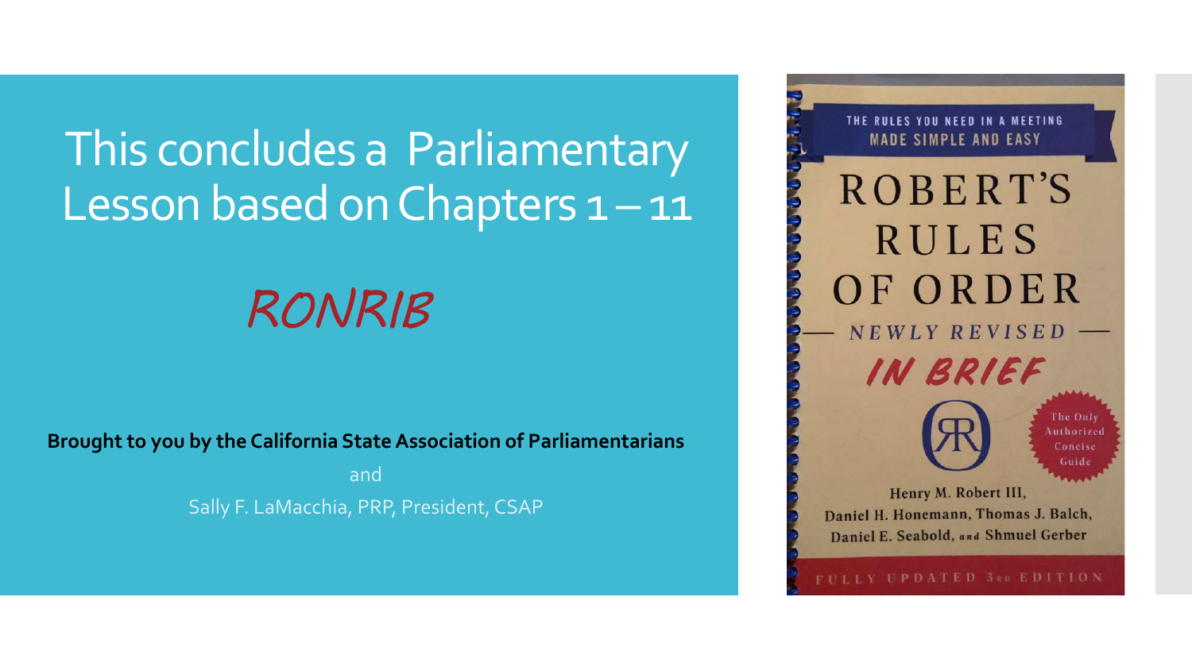# This concludes a Parliamentary Lesson based on Chapters 1 – 11

*RONRIB*

**Brought to you by the California State Association of Parliamentarians**

and

Sally F. LaMacchia, PRP, President, CSAP

THE RULES YOU NEED IN A MEETING MADE SIMPLE AND EASY

ROBERT'S RULES OF ORDER

NEWLY REVISED

IN BRIEF

The Only Authorized Concise Guide

Henry M. Robert III, Daniel H. Honemann, Thomas J. Balch, Daniel E. Seabold, and Shmuel Gerber

FULLY UPDATED 3RD EDITION